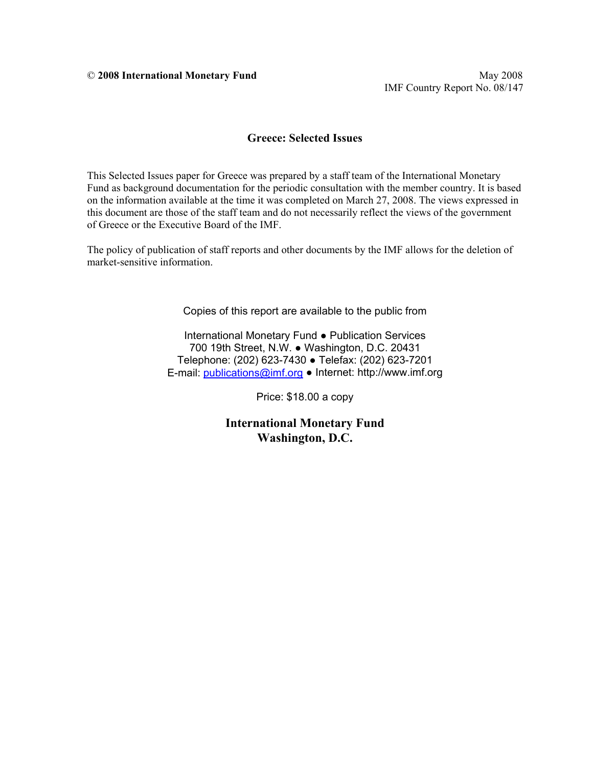© **2008 International Monetary Fund**

May 2008
IMF Country Report No. 08/147

# Greece: Selected Issues

This Selected Issues paper for Greece was prepared by a staff team of the International Monetary Fund as background documentation for the periodic consultation with the member country. It is based on the information available at the time it was completed on March 27, 2008. The views expressed in this document are those of the staff team and do not necessarily reflect the views of the government of Greece or the Executive Board of the IMF.

The policy of publication of staff reports and other documents by the IMF allows for the deletion of market-sensitive information.

Copies of this report are available to the public from

International Monetary Fund ● Publication Services
700 19th Street, N.W. ● Washington, D.C. 20431
Telephone: (202) 623-7430 ● Telefax: (202) 623-7201
E-mail: publications@imf.org ● Internet: http://www.imf.org

Price: $18.00 a copy

**International Monetary Fund**
**Washington, D.C.**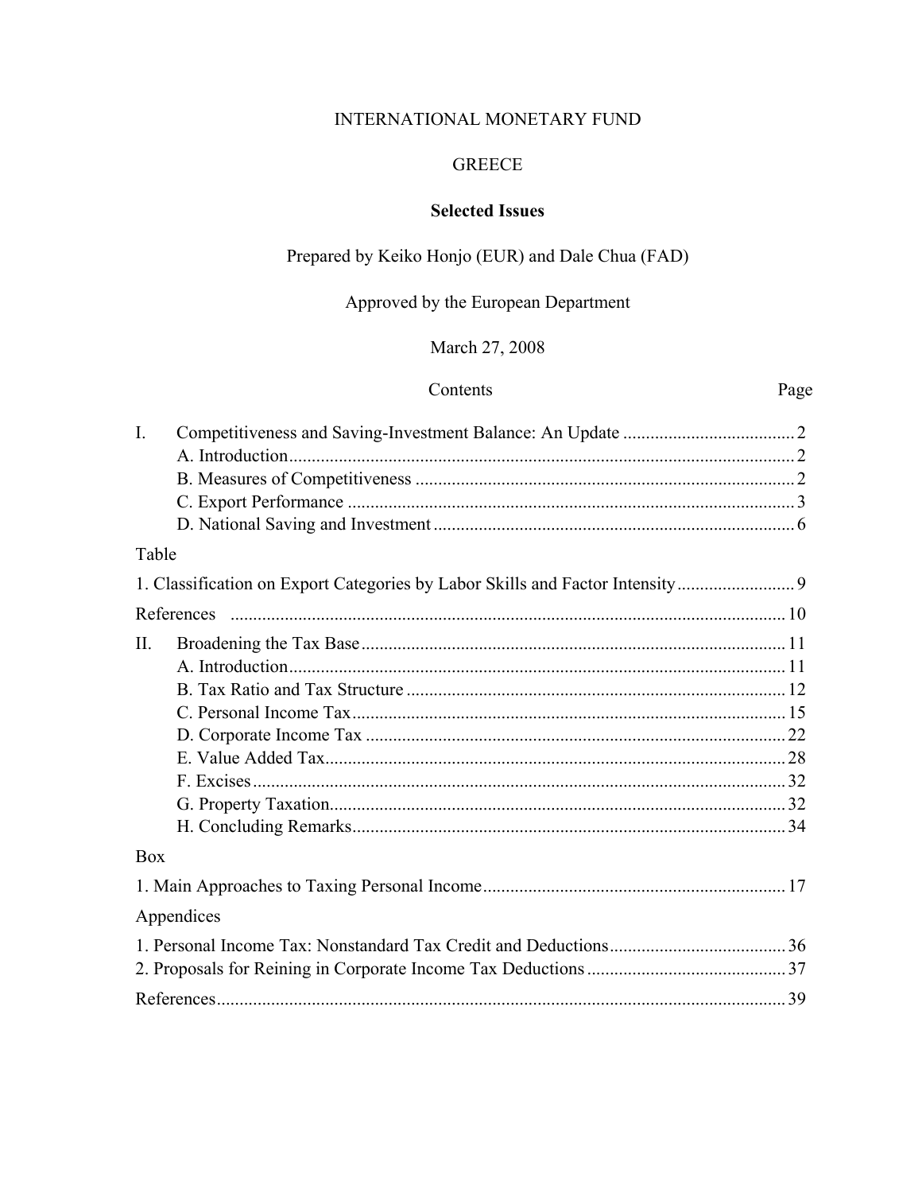INTERNATIONAL MONETARY FUND

GREECE

**Selected Issues**

Prepared by Keiko Honjo (EUR) and Dale Chua (FAD)

Approved by the European Department

March 27, 2008

| Contents | Page |
|---|---|
| I. Competitiveness and Saving-Investment Balance: An Update | 2 |
| A. Introduction | 2 |
| B. Measures of Competitiveness | 2 |
| C. Export Performance | 3 |
| D. National Saving and Investment | 6 |
| Table | |
| 1. Classification on Export Categories by Labor Skills and Factor Intensity | 9 |
| References | 10 |
| II. Broadening the Tax Base | 11 |
| A. Introduction | 11 |
| B. Tax Ratio and Tax Structure | 12 |
| C. Personal Income Tax | 15 |
| D. Corporate Income Tax | 22 |
| E. Value Added Tax | 28 |
| F. Excises | 32 |
| G. Property Taxation | 32 |
| H. Concluding Remarks | 34 |
| Box | |
| 1. Main Approaches to Taxing Personal Income | 17 |
| Appendices | |
| 1. Personal Income Tax: Nonstandard Tax Credit and Deductions | 36 |
| 2. Proposals for Reining in Corporate Income Tax Deductions | 37 |
| References | 39 |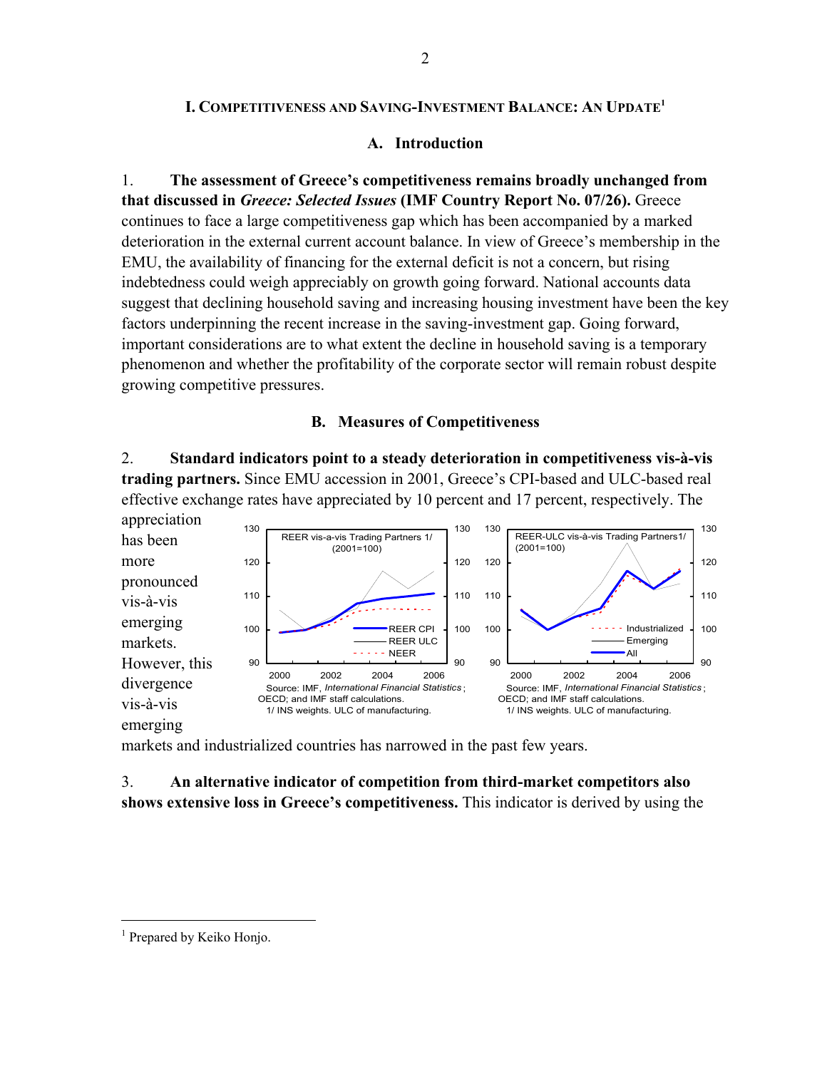## I. Competitiveness and Saving-Investment Balance: An Update[1]

### A. Introduction

1. **The assessment of Greece's competitiveness remains broadly unchanged from that discussed in *Greece: Selected Issues* (IMF Country Report No. 07/26).** Greece continues to face a large competitiveness gap which has been accompanied by a marked deterioration in the external current account balance. In view of Greece's membership in the EMU, the availability of financing for the external deficit is not a concern, but rising indebtedness could weigh appreciably on growth going forward. National accounts data suggest that declining household saving and increasing housing investment have been the key factors underpinning the recent increase in the saving-investment gap. Going forward, important considerations are to what extent the decline in household saving is a temporary phenomenon and whether the profitability of the corporate sector will remain robust despite growing competitive pressures.

### B. Measures of Competitiveness

2. **Standard indicators point to a steady deterioration in competitiveness vis-à-vis trading partners.** Since EMU accession in 2001, Greece's CPI-based and ULC-based real effective exchange rates have appreciated by 10 percent and 17 percent, respectively. The appreciation has been more pronounced vis-à-vis emerging markets. However, this divergence vis-à-vis emerging markets and industrialized countries has narrowed in the past few years.

REER vis-a-vis Trading Partners 1/ (2001=100)

Source: IMF, *International Financial Statistics*; OECD; and IMF staff calculations.
1/ INS weights. ULC of manufacturing.

REER-ULC vis-à-vis Trading Partners1/ (2001=100)

Source: IMF, *International Financial Statistics*; OECD; and IMF staff calculations.
1/ INS weights. ULC of manufacturing.

3. **An alternative indicator of competition from third-market competitors also shows extensive loss in Greece's competitiveness.** This indicator is derived by using the

---

[1] Prepared by Keiko Honjo.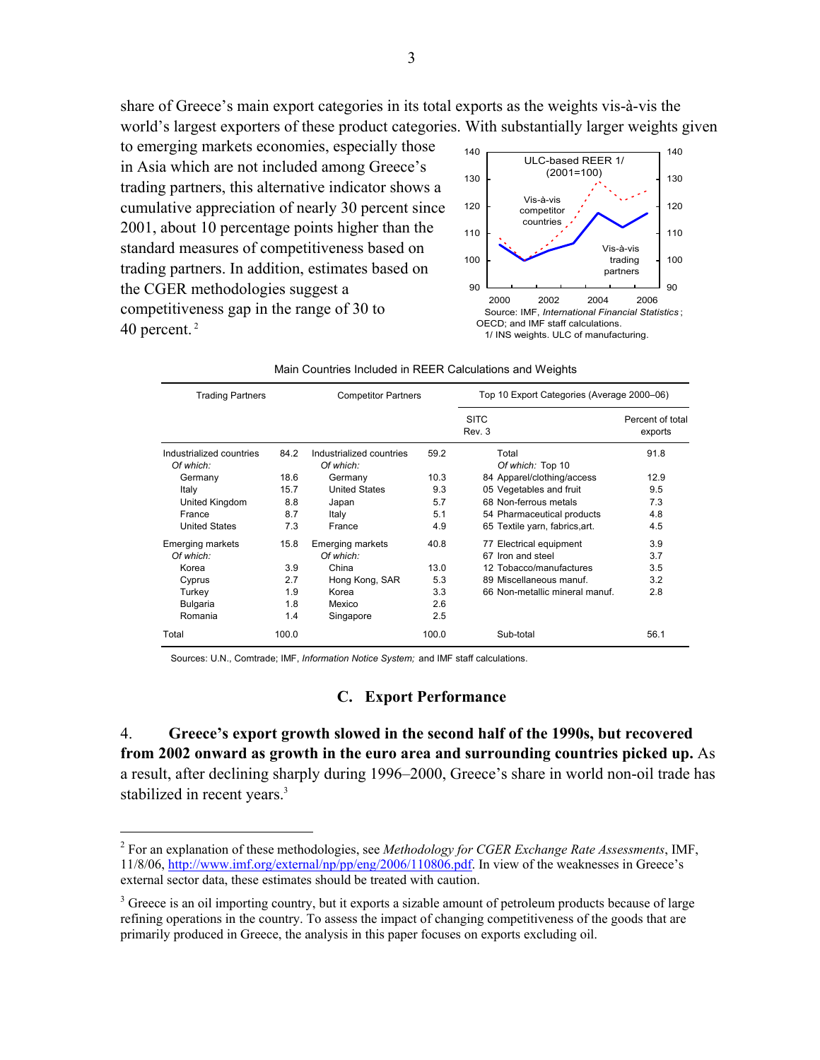share of Greece's main export categories in its total exports as the weights vis-à-vis the world's largest exporters of these product categories. With substantially larger weights given to emerging markets economies, especially those in Asia which are not included among Greece's trading partners, this alternative indicator shows a cumulative appreciation of nearly 30 percent since 2001, about 10 percentage points higher than the standard measures of competitiveness based on trading partners. In addition, estimates based on the CGER methodologies suggest a competitiveness gap in the range of 30 to 40 percent.[2]

ULC-based REER 1/ (2001=100)

Source: IMF, *International Financial Statistics*; OECD; and IMF staff calculations.

1/ INS weights. ULC of manufacturing.

Main Countries Included in REER Calculations and Weights

| Trading Partners | | Competitor Partners | | Top 10 Export Categories (Average 2000–06) | |
|---|---|---|---|---|---|
| | | | | SITC Rev. 3 | Percent of total exports |
| Industrialized countries | 84.2 | Industrialized countries | 59.2 | Total | 91.8 |
| *Of which:* | | *Of which:* | | *Of which:* Top 10 | |
| Germany | 18.6 | Germany | 10.3 | 84 Apparel/clothing/access | 12.9 |
| Italy | 15.7 | United States | 9.3 | 05 Vegetables and fruit | 9.5 |
| United Kingdom | 8.8 | Japan | 5.7 | 68 Non-ferrous metals | 7.3 |
| France | 8.7 | Italy | 5.1 | 54 Pharmaceutical products | 4.8 |
| United States | 7.3 | France | 4.9 | 65 Textile yarn, fabrics,art. | 4.5 |
| Emerging markets | 15.8 | Emerging markets | 40.8 | 77 Electrical equipment | 3.9 |
| *Of which:* | | *Of which:* | | 67 Iron and steel | 3.7 |
| Korea | 3.9 | China | 13.0 | 12 Tobacco/manufactures | 3.5 |
| Cyprus | 2.7 | Hong Kong, SAR | 5.3 | 89 Miscellaneous manuf. | 3.2 |
| Turkey | 1.9 | Korea | 3.3 | 66 Non-metallic mineral manuf. | 2.8 |
| Bulgaria | 1.8 | Mexico | 2.6 | | |
| Romania | 1.4 | Singapore | 2.5 | | |
| Total | 100.0 | | 100.0 | Sub-total | 56.1 |

Sources: U.N., Comtrade; IMF, *Information Notice System;* and IMF staff calculations.

## C. Export Performance

4. **Greece's export growth slowed in the second half of the 1990s, but recovered from 2002 onward as growth in the euro area and surrounding countries picked up.** As a result, after declining sharply during 1996–2000, Greece's share in world non-oil trade has stabilized in recent years.[3]

---

[2] For an explanation of these methodologies, see *Methodology for CGER Exchange Rate Assessments*, IMF, 11/8/06, http://www.imf.org/external/np/pp/eng/2006/110806.pdf. In view of the weaknesses in Greece's external sector data, these estimates should be treated with caution.

[3] Greece is an oil importing country, but it exports a sizable amount of petroleum products because of large refining operations in the country. To assess the impact of changing competitiveness of the goods that are primarily produced in Greece, the analysis in this paper focuses on exports excluding oil.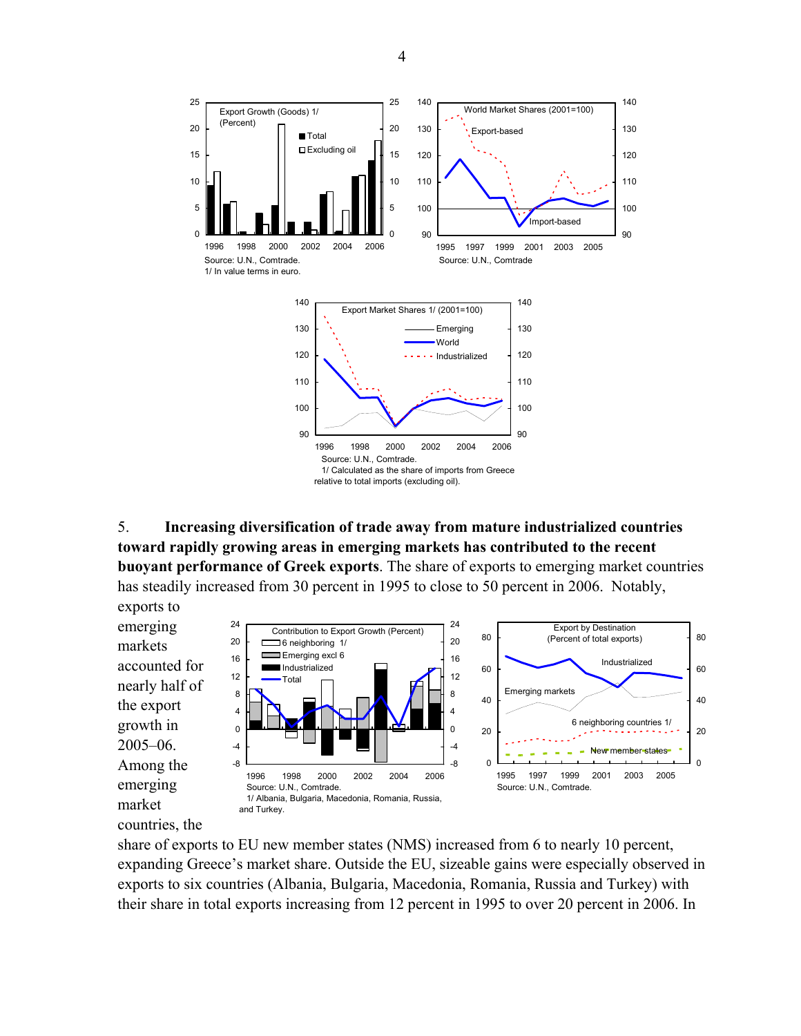Export Growth (Goods) 1/ (Percent)

Source: U.N., Comtrade.
1/ In value terms in euro.

World Market Shares (2001=100)

Source: U.N., Comtrade

Export Market Shares 1/ (2001=100)

Source: U.N., Comtrade.
1/ Calculated as the share of imports from Greece relative to total imports (excluding oil).

5. **Increasing diversification of trade away from mature industrialized countries toward rapidly growing areas in emerging markets has contributed to the recent buoyant performance of Greek exports**. The share of exports to emerging market countries has steadily increased from 30 percent in 1995 to close to 50 percent in 2006. Notably, exports to emerging markets accounted for nearly half of the export growth in 2005–06. Among the emerging market countries, the share of exports to EU new member states (NMS) increased from 6 to nearly 10 percent, expanding Greece's market share. Outside the EU, sizeable gains were especially observed in exports to six countries (Albania, Bulgaria, Macedonia, Romania, Russia and Turkey) with their share in total exports increasing from 12 percent in 1995 to over 20 percent in 2006. In

Contribution to Export Growth (Percent)

Source: U.N., Comtrade.
1/ Albania, Bulgaria, Macedonia, Romania, Russia, and Turkey.

Export by Destination (Percent of total exports)

Source: U.N., Comtrade.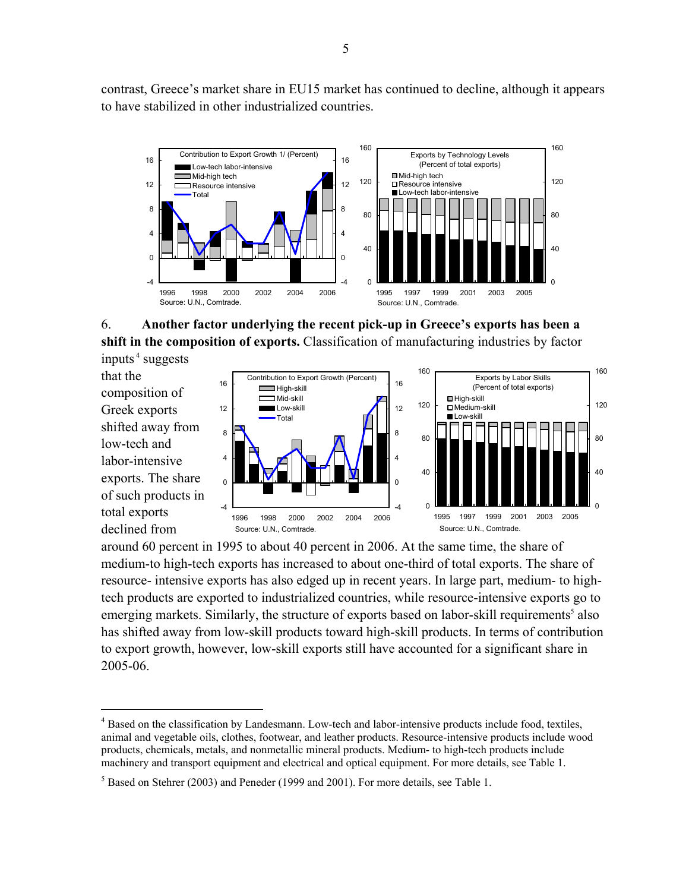contrast, Greece's market share in EU15 market has continued to decline, although it appears to have stabilized in other industrialized countries.

6. **Another factor underlying the recent pick-up in Greece's exports has been a shift in the composition of exports.** Classification of manufacturing industries by factor inputs[4] suggests that the composition of Greek exports shifted away from low-tech and labor-intensive exports. The share of such products in total exports declined from around 60 percent in 1995 to about 40 percent in 2006. At the same time, the share of medium-to high-tech exports has increased to about one-third of total exports. The share of resource- intensive exports has also edged up in recent years. In large part, medium- to high-tech products are exported to industrialized countries, while resource-intensive exports go to emerging markets. Similarly, the structure of exports based on labor-skill requirements[5] also has shifted away from low-skill products toward high-skill products. In terms of contribution to export growth, however, low-skill exports still have accounted for a significant share in 2005-06.

[4] Based on the classification by Landesmann. Low-tech and labor-intensive products include food, textiles, animal and vegetable oils, clothes, footwear, and leather products. Resource-intensive products include wood products, chemicals, metals, and nonmetallic mineral products. Medium- to high-tech products include machinery and transport equipment and electrical and optical equipment. For more details, see Table 1.

[5] Based on Stehrer (2003) and Peneder (1999 and 2001). For more details, see Table 1.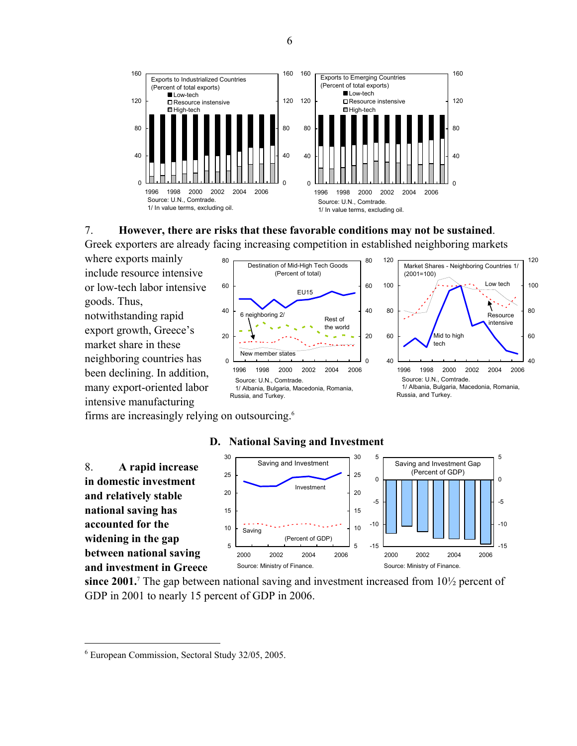Exports to Industrialized Countries (Percent of total exports)

Source: U.N., Comtrade.
1/ In value terms, excluding oil.

Exports to Emerging Countries (Percent of total exports)

Source: U.N., Comtrade.
1/ In value terms, excluding oil.

7. **However, there are risks that these favorable conditions may not be sustained**. Greek exporters are already facing increasing competition in established neighboring markets where exports mainly include resource intensive or low-tech labor intensive goods. Thus, notwithstanding rapid export growth, Greece's market share in these neighboring countries has been declining. In addition, many export-oriented labor intensive manufacturing firms are increasingly relying on outsourcing.[6]

Destination of Mid-High Tech Goods (Percent of total)

Source: U.N., Comtrade.
1/ Albania, Bulgaria, Macedonia, Romania, Russia, and Turkey.

Market Shares - Neighboring Countries 1/ (2001=100)

Source: U.N., Comtrade.
1/ Albania, Bulgaria, Macedonia, Romania, Russia, and Turkey.

## D. National Saving and Investment

8. **A rapid increase in domestic investment and relatively stable national saving has accounted for the widening in the gap between national saving and investment in Greece since 2001.**[7] The gap between national saving and investment increased from 10½ percent of GDP in 2001 to nearly 15 percent of GDP in 2006.

Saving and Investment (Percent of GDP)

Source: Ministry of Finance.

Saving and Investment Gap (Percent of GDP)

Source: Ministry of Finance.

---

[6] European Commission, Sectoral Study 32/05, 2005.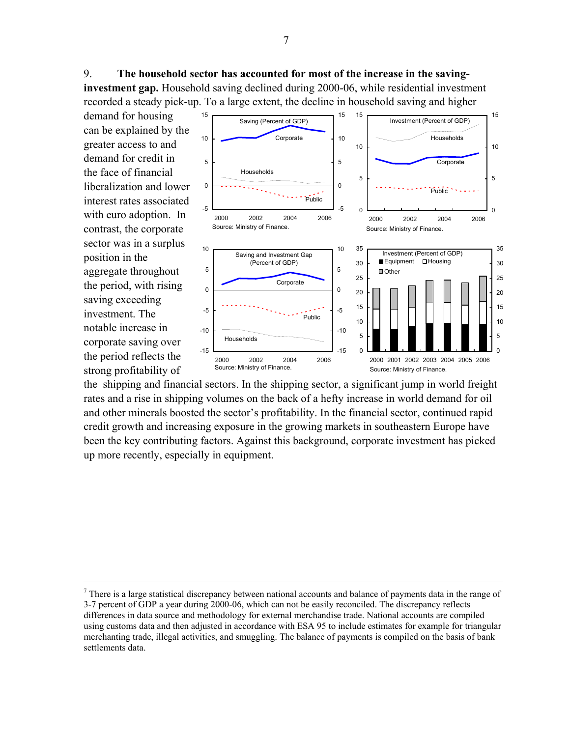9. **The household sector has accounted for most of the increase in the saving-investment gap.** Household saving declined during 2000-06, while residential investment recorded a steady pick-up. To a large extent, the decline in household saving and higher demand for housing can be explained by the greater access to and demand for credit in the face of financial liberalization and lower interest rates associated with euro adoption. In contrast, the corporate sector was in a surplus position in the aggregate throughout the period, with rising saving exceeding investment. The notable increase in corporate saving over the period reflects the strong profitability of the shipping and financial sectors. In the shipping sector, a significant jump in world freight rates and a rise in shipping volumes on the back of a hefty increase in world demand for oil and other minerals boosted the sector's profitability. In the financial sector, continued rapid credit growth and increasing exposure in the growing markets in southeastern Europe have been the key contributing factors. Against this background, corporate investment has picked up more recently, especially in equipment.

Saving (Percent of GDP)

Source: Ministry of Finance.

Investment (Percent of GDP)

Source: Ministry of Finance.

Saving and Investment Gap (Percent of GDP)

Source: Ministry of Finance.

Investment (Percent of GDP)

Source: Ministry of Finance.

---

[7] There is a large statistical discrepancy between national accounts and balance of payments data in the range of 3-7 percent of GDP a year during 2000-06, which can not be easily reconciled. The discrepancy reflects differences in data source and methodology for external merchandise trade. National accounts are compiled using customs data and then adjusted in accordance with ESA 95 to include estimates for example for triangular merchanting trade, illegal activities, and smuggling. The balance of payments is compiled on the basis of bank settlements data.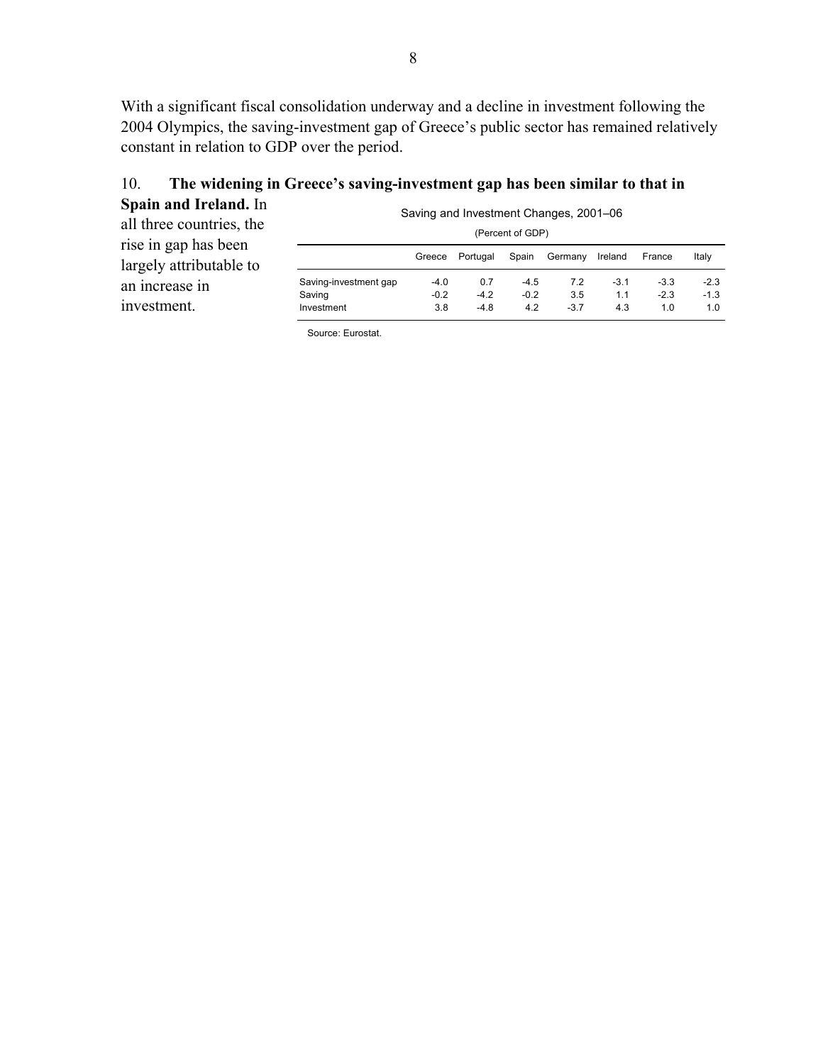With a significant fiscal consolidation underway and a decline in investment following the 2004 Olympics, the saving-investment gap of Greece's public sector has remained relatively constant in relation to GDP over the period.

10. **The widening in Greece's saving-investment gap has been similar to that in Spain and Ireland.** In all three countries, the rise in gap has been largely attributable to an increase in investment.

Saving and Investment Changes, 2001–06

(Percent of GDP)

| | Greece | Portugal | Spain | Germany | Ireland | France | Italy |
|---|---|---|---|---|---|---|---|
| Saving-investment gap | -4.0 | 0.7 | -4.5 | 7.2 | -3.1 | -3.3 | -2.3 |
| Saving | -0.2 | -4.2 | -0.2 | 3.5 | 1.1 | -2.3 | -1.3 |
| Investment | 3.8 | -4.8 | 4.2 | -3.7 | 4.3 | 1.0 | 1.0 |

Source: Eurostat.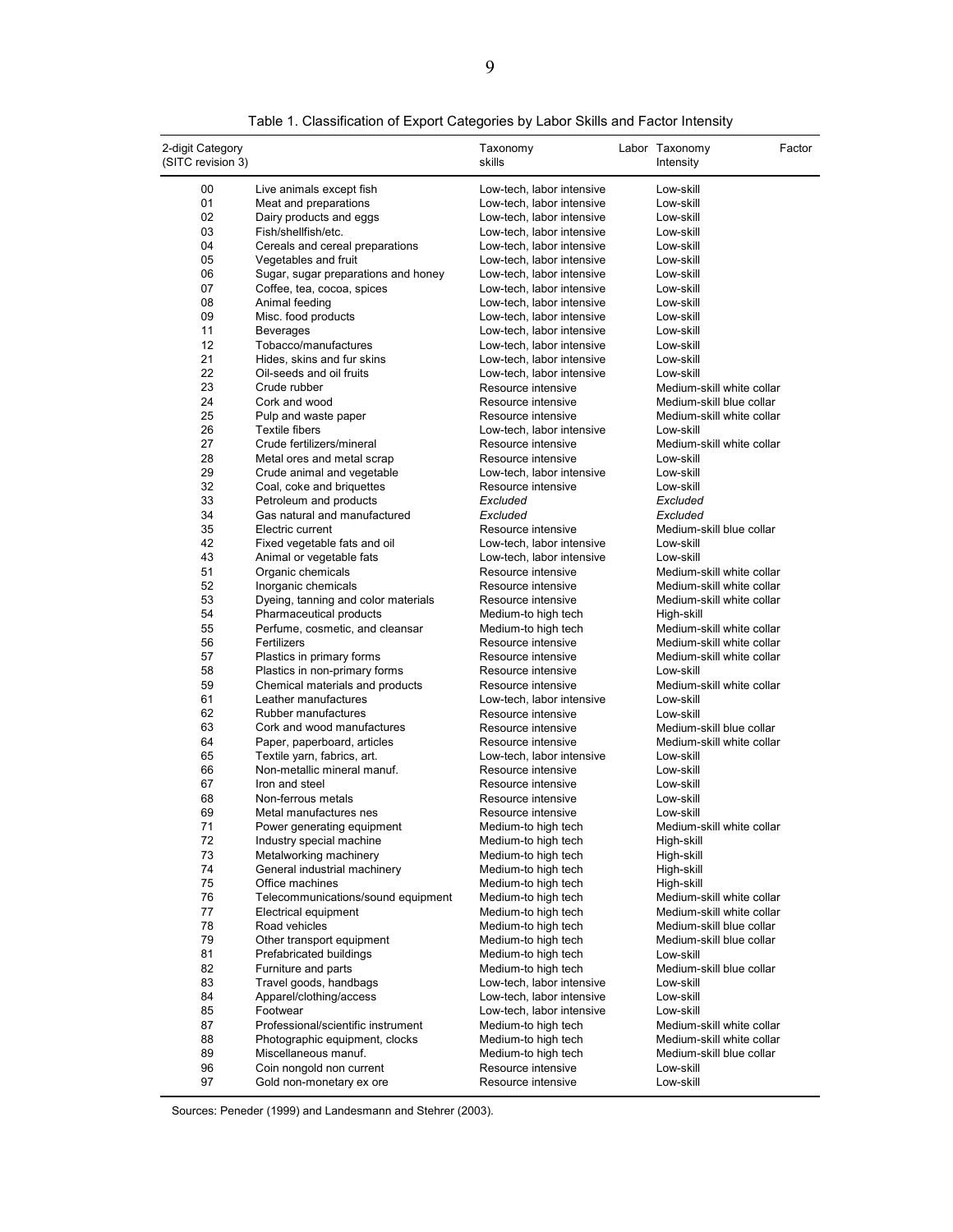Table 1. Classification of Export Categories by Labor Skills and Factor Intensity

| 2-digit Category (SITC revision 3) | | Taxonomy Labor skills | Taxonomy Factor Intensity |
|---|---|---|---|
| 00 | Live animals except fish | Low-tech, labor intensive | Low-skill |
| 01 | Meat and preparations | Low-tech, labor intensive | Low-skill |
| 02 | Dairy products and eggs | Low-tech, labor intensive | Low-skill |
| 03 | Fish/shellfish/etc. | Low-tech, labor intensive | Low-skill |
| 04 | Cereals and cereal preparations | Low-tech, labor intensive | Low-skill |
| 05 | Vegetables and fruit | Low-tech, labor intensive | Low-skill |
| 06 | Sugar, sugar preparations and honey | Low-tech, labor intensive | Low-skill |
| 07 | Coffee, tea, cocoa, spices | Low-tech, labor intensive | Low-skill |
| 08 | Animal feeding | Low-tech, labor intensive | Low-skill |
| 09 | Misc. food products | Low-tech, labor intensive | Low-skill |
| 11 | Beverages | Low-tech, labor intensive | Low-skill |
| 12 | Tobacco/manufactures | Low-tech, labor intensive | Low-skill |
| 21 | Hides, skins and fur skins | Low-tech, labor intensive | Low-skill |
| 22 | Oil-seeds and oil fruits | Low-tech, labor intensive | Low-skill |
| 23 | Crude rubber | Resource intensive | Medium-skill white collar |
| 24 | Cork and wood | Resource intensive | Medium-skill blue collar |
| 25 | Pulp and waste paper | Resource intensive | Medium-skill white collar |
| 26 | Textile fibers | Low-tech, labor intensive | Low-skill |
| 27 | Crude fertilizers/mineral | Resource intensive | Medium-skill white collar |
| 28 | Metal ores and metal scrap | Resource intensive | Low-skill |
| 29 | Crude animal and vegetable | Low-tech, labor intensive | Low-skill |
| 32 | Coal, coke and briquettes | Resource intensive | Low-skill |
| 33 | Petroleum and products | *Excluded* | *Excluded* |
| 34 | Gas natural and manufactured | *Excluded* | *Excluded* |
| 35 | Electric current | Resource intensive | Medium-skill blue collar |
| 42 | Fixed vegetable fats and oil | Low-tech, labor intensive | Low-skill |
| 43 | Animal or vegetable fats | Low-tech, labor intensive | Low-skill |
| 51 | Organic chemicals | Resource intensive | Medium-skill white collar |
| 52 | Inorganic chemicals | Resource intensive | Medium-skill white collar |
| 53 | Dyeing, tanning and color materials | Resource intensive | Medium-skill white collar |
| 54 | Pharmaceutical products | Medium-to high tech | High-skill |
| 55 | Perfume, cosmetic, and cleansar | Medium-to high tech | Medium-skill white collar |
| 56 | Fertilizers | Resource intensive | Medium-skill white collar |
| 57 | Plastics in primary forms | Resource intensive | Medium-skill white collar |
| 58 | Plastics in non-primary forms | Resource intensive | Low-skill |
| 59 | Chemical materials and products | Resource intensive | Medium-skill white collar |
| 61 | Leather manufactures | Low-tech, labor intensive | Low-skill |
| 62 | Rubber manufactures | Resource intensive | Low-skill |
| 63 | Cork and wood manufactures | Resource intensive | Medium-skill blue collar |
| 64 | Paper, paperboard, articles | Resource intensive | Medium-skill white collar |
| 65 | Textile yarn, fabrics, art. | Low-tech, labor intensive | Low-skill |
| 66 | Non-metallic mineral manuf. | Resource intensive | Low-skill |
| 67 | Iron and steel | Resource intensive | Low-skill |
| 68 | Non-ferrous metals | Resource intensive | Low-skill |
| 69 | Metal manufactures nes | Resource intensive | Low-skill |
| 71 | Power generating equipment | Medium-to high tech | Medium-skill white collar |
| 72 | Industry special machine | Medium-to high tech | High-skill |
| 73 | Metalworking machinery | Medium-to high tech | High-skill |
| 74 | General industrial machinery | Medium-to high tech | High-skill |
| 75 | Office machines | Medium-to high tech | High-skill |
| 76 | Telecommunications/sound equipment | Medium-to high tech | Medium-skill white collar |
| 77 | Electrical equipment | Medium-to high tech | Medium-skill white collar |
| 78 | Road vehicles | Medium-to high tech | Medium-skill blue collar |
| 79 | Other transport equipment | Medium-to high tech | Medium-skill blue collar |
| 81 | Prefabricated buildings | Medium-to high tech | Low-skill |
| 82 | Furniture and parts | Medium-to high tech | Medium-skill blue collar |
| 83 | Travel goods, handbags | Low-tech, labor intensive | Low-skill |
| 84 | Apparel/clothing/access | Low-tech, labor intensive | Low-skill |
| 85 | Footwear | Low-tech, labor intensive | Low-skill |
| 87 | Professional/scientific instrument | Medium-to high tech | Medium-skill white collar |
| 88 | Photographic equipment, clocks | Medium-to high tech | Medium-skill white collar |
| 89 | Miscellaneous manuf. | Medium-to high tech | Medium-skill blue collar |
| 96 | Coin nongold non current | Resource intensive | Low-skill |
| 97 | Gold non-monetary ex ore | Resource intensive | Low-skill |

Sources: Peneder (1999) and Landesmann and Stehrer (2003).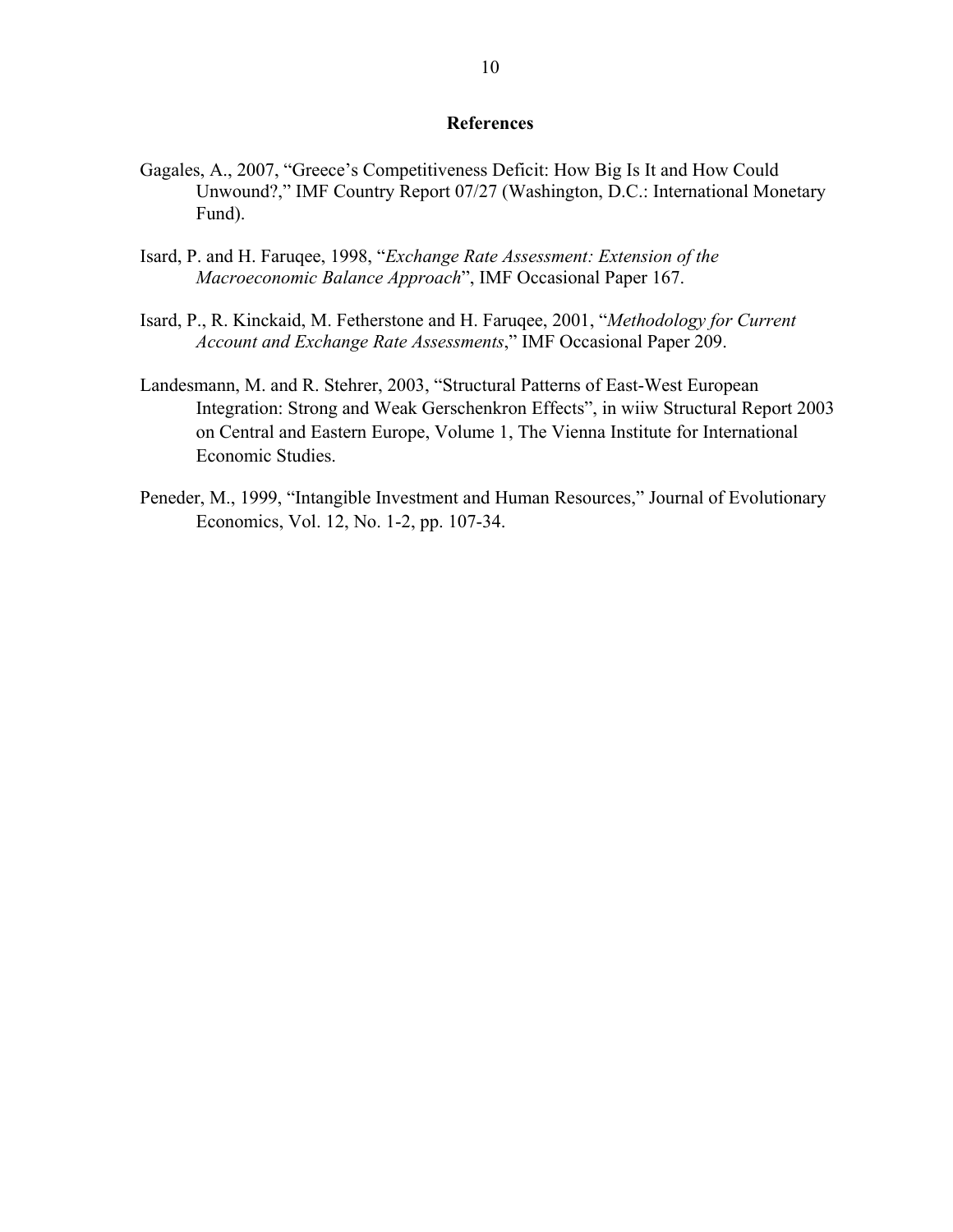# References

Gagales, A., 2007, "Greece's Competitiveness Deficit: How Big Is It and How Could Unwound?," IMF Country Report 07/27 (Washington, D.C.: International Monetary Fund).

Isard, P. and H. Faruqee, 1998, "*Exchange Rate Assessment: Extension of the Macroeconomic Balance Approach*", IMF Occasional Paper 167.

Isard, P., R. Kinckaid, M. Fetherstone and H. Faruqee, 2001, "*Methodology for Current Account and Exchange Rate Assessments*," IMF Occasional Paper 209.

Landesmann, M. and R. Stehrer, 2003, "Structural Patterns of East-West European Integration: Strong and Weak Gerschenkron Effects", in wiiw Structural Report 2003 on Central and Eastern Europe, Volume 1, The Vienna Institute for International Economic Studies.

Peneder, M., 1999, "Intangible Investment and Human Resources," Journal of Evolutionary Economics, Vol. 12, No. 1-2, pp. 107-34.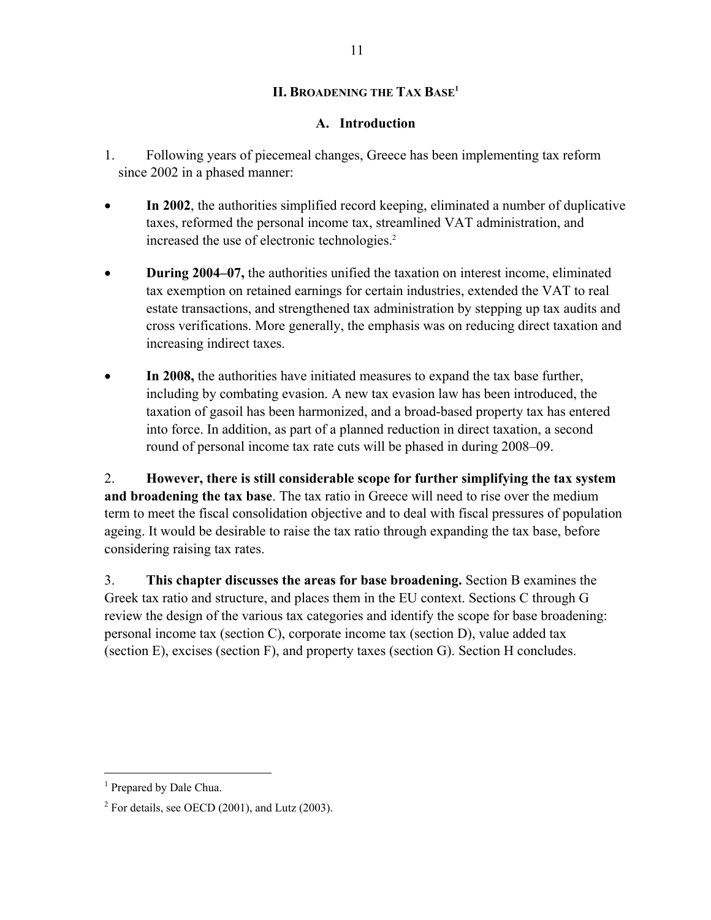## II. Broadening the Tax Base[1]

### A. Introduction

1. Following years of piecemeal changes, Greece has been implementing tax reform since 2002 in a phased manner:

- **In 2002**, the authorities simplified record keeping, eliminated a number of duplicative taxes, reformed the personal income tax, streamlined VAT administration, and increased the use of electronic technologies.[2]

- **During 2004–07,** the authorities unified the taxation on interest income, eliminated tax exemption on retained earnings for certain industries, extended the VAT to real estate transactions, and strengthened tax administration by stepping up tax audits and cross verifications. More generally, the emphasis was on reducing direct taxation and increasing indirect taxes.

- **In 2008,** the authorities have initiated measures to expand the tax base further, including by combating evasion. A new tax evasion law has been introduced, the taxation of gasoil has been harmonized, and a broad-based property tax has entered into force. In addition, as part of a planned reduction in direct taxation, a second round of personal income tax rate cuts will be phased in during 2008–09.

2. **However, there is still considerable scope for further simplifying the tax system and broadening the tax base**. The tax ratio in Greece will need to rise over the medium term to meet the fiscal consolidation objective and to deal with fiscal pressures of population ageing. It would be desirable to raise the tax ratio through expanding the tax base, before considering raising tax rates.

3. **This chapter discusses the areas for base broadening.** Section B examines the Greek tax ratio and structure, and places them in the EU context. Sections C through G review the design of the various tax categories and identify the scope for base broadening: personal income tax (section C), corporate income tax (section D), value added tax (section E), excises (section F), and property taxes (section G). Section H concludes.

---

[1] Prepared by Dale Chua.

[2] For details, see OECD (2001), and Lutz (2003).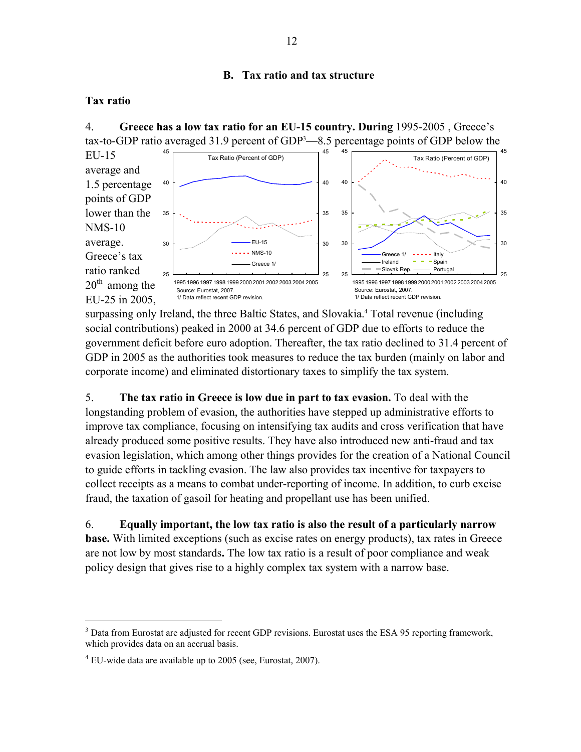## B. Tax ratio and tax structure

### Tax ratio

4. **Greece has a low tax ratio for an EU-15 country. During** 1995-2005 , Greece's tax-to-GDP ratio averaged 31.9 percent of GDP[3]—8.5 percentage points of GDP below the EU-15 average and 1.5 percentage points of GDP lower than the NMS-10 average. Greece's tax ratio ranked 20th among the EU-25 in 2005, surpassing only Ireland, the three Baltic States, and Slovakia.[4] Total revenue (including social contributions) peaked in 2000 at 34.6 percent of GDP due to efforts to reduce the government deficit before euro adoption. Thereafter, the tax ratio declined to 31.4 percent of GDP in 2005 as the authorities took measures to reduce the tax burden (mainly on labor and corporate income) and eliminated distortionary taxes to simplify the tax system.

Tax Ratio (Percent of GDP)

Source: Eurostat, 2007.
1/ Data reflect recent GDP revision.

Tax Ratio (Percent of GDP)

Source: Eurostat, 2007.
1/ Data reflect recent GDP revision.

5. **The tax ratio in Greece is low due in part to tax evasion.** To deal with the longstanding problem of evasion, the authorities have stepped up administrative efforts to improve tax compliance, focusing on intensifying tax audits and cross verification that have already produced some positive results. They have also introduced new anti-fraud and tax evasion legislation, which among other things provides for the creation of a National Council to guide efforts in tackling evasion. The law also provides tax incentive for taxpayers to collect receipts as a means to combat under-reporting of income. In addition, to curb excise fraud, the taxation of gasoil for heating and propellant use has been unified.

6. **Equally important, the low tax ratio is also the result of a particularly narrow base.** With limited exceptions (such as excise rates on energy products), tax rates in Greece are not low by most standards**.** The low tax ratio is a result of poor compliance and weak policy design that gives rise to a highly complex tax system with a narrow base.

---

[3] Data from Eurostat are adjusted for recent GDP revisions. Eurostat uses the ESA 95 reporting framework, which provides data on an accrual basis.

[4] EU-wide data are available up to 2005 (see, Eurostat, 2007).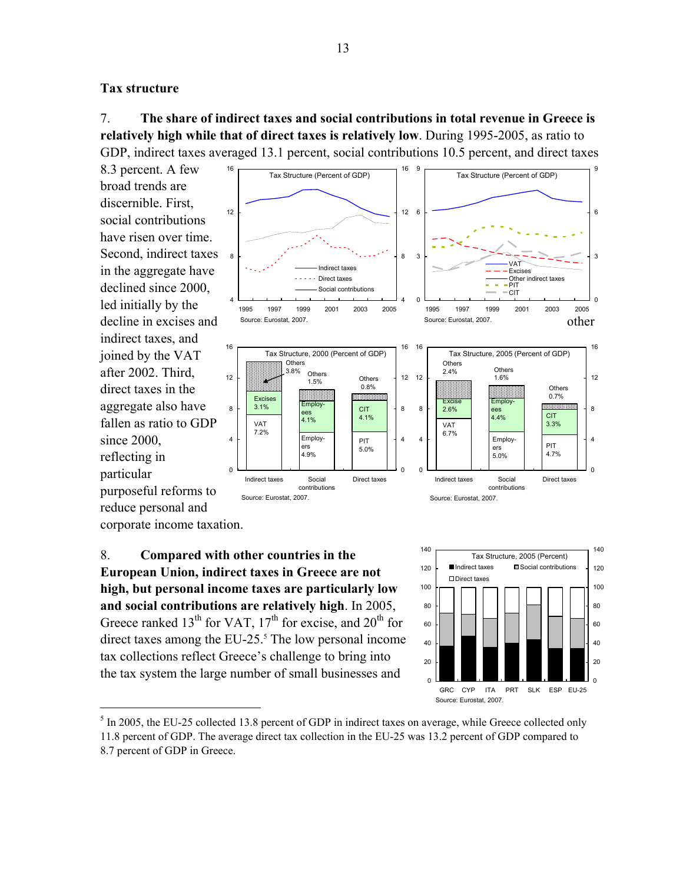**Tax structure**

7. **The share of indirect taxes and social contributions in total revenue in Greece is relatively high while that of direct taxes is relatively low**. During 1995-2005, as ratio to GDP, indirect taxes averaged 13.1 percent, social contributions 10.5 percent, and direct taxes 8.3 percent. A few broad trends are discernible. First, social contributions have risen over time. Second, indirect taxes in the aggregate have declined since 2000, led initially by the decline in excises and other indirect taxes, and joined by the VAT after 2002. Third, direct taxes in the aggregate also have fallen as ratio to GDP since 2000, reflecting in particular purposeful reforms to reduce personal and corporate income taxation.

8. **Compared with other countries in the European Union, indirect taxes in Greece are not high, but personal income taxes are particularly low and social contributions are relatively high**. In 2005, Greece ranked 13th for VAT, 17th for excise, and 20th for direct taxes among the EU-25.[5] The low personal income tax collections reflect Greece's challenge to bring into the tax system the large number of small businesses and

---

[5] In 2005, the EU-25 collected 13.8 percent of GDP in indirect taxes on average, while Greece collected only 11.8 percent of GDP. The average direct tax collection in the EU-25 was 13.2 percent of GDP compared to 8.7 percent of GDP in Greece.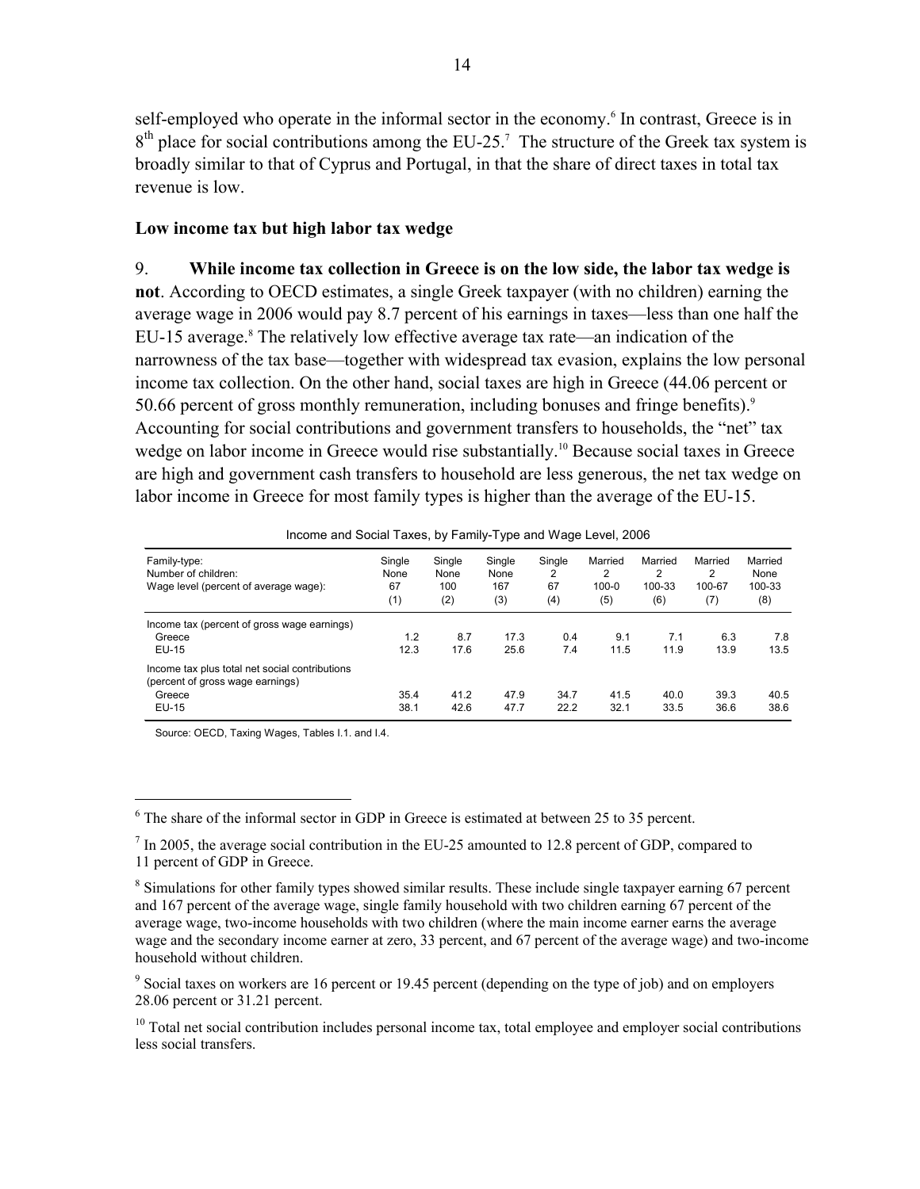self-employed who operate in the informal sector in the economy.[6] In contrast, Greece is in 8th place for social contributions among the EU-25.[7] The structure of the Greek tax system is broadly similar to that of Cyprus and Portugal, in that the share of direct taxes in total tax revenue is low.

### Low income tax but high labor tax wedge

9. **While income tax collection in Greece is on the low side, the labor tax wedge is not**. According to OECD estimates, a single Greek taxpayer (with no children) earning the average wage in 2006 would pay 8.7 percent of his earnings in taxes—less than one half the EU-15 average.[8] The relatively low effective average tax rate—an indication of the narrowness of the tax base—together with widespread tax evasion, explains the low personal income tax collection. On the other hand, social taxes are high in Greece (44.06 percent or 50.66 percent of gross monthly remuneration, including bonuses and fringe benefits).[9] Accounting for social contributions and government transfers to households, the "net" tax wedge on labor income in Greece would rise substantially.[10] Because social taxes in Greece are high and government cash transfers to household are less generous, the net tax wedge on labor income in Greece for most family types is higher than the average of the EU-15.

Income and Social Taxes, by Family-Type and Wage Level, 2006

| Family-type:<br>Number of children:<br>Wage level (percent of average wage): | Single<br>None<br>67<br>(1) | Single<br>None<br>100<br>(2) | Single<br>None<br>167<br>(3) | Single<br>2<br>67<br>(4) | Married<br>2<br>100-0<br>(5) | Married<br>2<br>100-33<br>(6) | Married<br>2<br>100-67<br>(7) | Married<br>None<br>100-33<br>(8) |
|---|---|---|---|---|---|---|---|---|
| Income tax (percent of gross wage earnings) | | | | | | | | |
| Greece | 1.2 | 8.7 | 17.3 | 0.4 | 9.1 | 7.1 | 6.3 | 7.8 |
| EU-15 | 12.3 | 17.6 | 25.6 | 7.4 | 11.5 | 11.9 | 13.9 | 13.5 |
| Income tax plus total net social contributions (percent of gross wage earnings) | | | | | | | | |
| Greece | 35.4 | 41.2 | 47.9 | 34.7 | 41.5 | 40.0 | 39.3 | 40.5 |
| EU-15 | 38.1 | 42.6 | 47.7 | 22.2 | 32.1 | 33.5 | 36.6 | 38.6 |

Source: OECD, Taxing Wages, Tables I.1. and I.4.

---

[6] The share of the informal sector in GDP in Greece is estimated at between 25 to 35 percent.

[7] In 2005, the average social contribution in the EU-25 amounted to 12.8 percent of GDP, compared to 11 percent of GDP in Greece.

[8] Simulations for other family types showed similar results. These include single taxpayer earning 67 percent and 167 percent of the average wage, single family household with two children earning 67 percent of the average wage, two-income households with two children (where the main income earner earns the average wage and the secondary income earner at zero, 33 percent, and 67 percent of the average wage) and two-income household without children.

[9] Social taxes on workers are 16 percent or 19.45 percent (depending on the type of job) and on employers 28.06 percent or 31.21 percent.

[10] Total net social contribution includes personal income tax, total employee and employer social contributions less social transfers.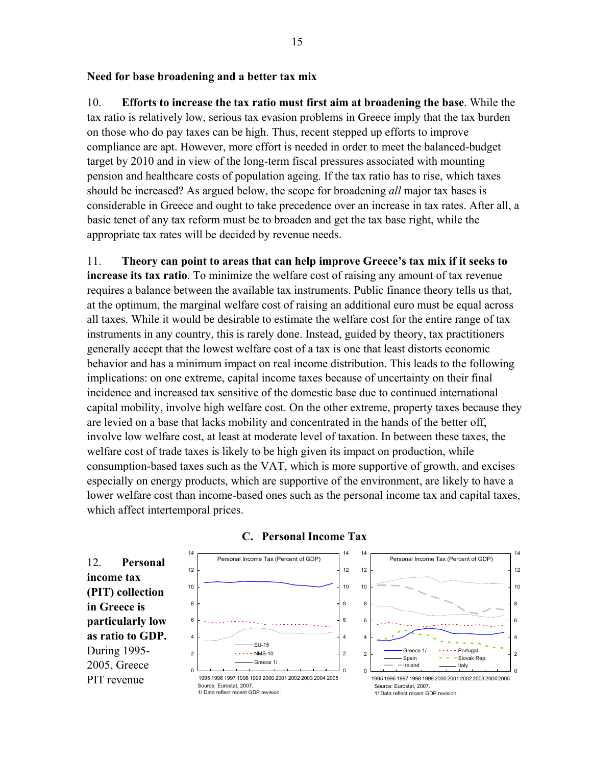**Need for base broadening and a better tax mix**

10. **Efforts to increase the tax ratio must first aim at broadening the base**. While the tax ratio is relatively low, serious tax evasion problems in Greece imply that the tax burden on those who do pay taxes can be high. Thus, recent stepped up efforts to improve compliance are apt. However, more effort is needed in order to meet the balanced-budget target by 2010 and in view of the long-term fiscal pressures associated with mounting pension and healthcare costs of population ageing. If the tax ratio has to rise, which taxes should be increased? As argued below, the scope for broadening *all* major tax bases is considerable in Greece and ought to take precedence over an increase in tax rates. After all, a basic tenet of any tax reform must be to broaden and get the tax base right, while the appropriate tax rates will be decided by revenue needs.

11. **Theory can point to areas that can help improve Greece's tax mix if it seeks to increase its tax ratio**. To minimize the welfare cost of raising any amount of tax revenue requires a balance between the available tax instruments. Public finance theory tells us that, at the optimum, the marginal welfare cost of raising an additional euro must be equal across all taxes. While it would be desirable to estimate the welfare cost for the entire range of tax instruments in any country, this is rarely done. Instead, guided by theory, tax practitioners generally accept that the lowest welfare cost of a tax is one that least distorts economic behavior and has a minimum impact on real income distribution. This leads to the following implications: on one extreme, capital income taxes because of uncertainty on their final incidence and increased tax sensitive of the domestic base due to continued international capital mobility, involve high welfare cost. On the other extreme, property taxes because they are levied on a base that lacks mobility and concentrated in the hands of the better off, involve low welfare cost, at least at moderate level of taxation. In between these taxes, the welfare cost of trade taxes is likely to be high given its impact on production, while consumption-based taxes such as the VAT, which is more supportive of growth, and excises especially on energy products, which are supportive of the environment, are likely to have a lower welfare cost than income-based ones such as the personal income tax and capital taxes, which affect intertemporal prices.

## C. Personal Income Tax

Personal Income Tax (Percent of GDP)

Source: Eurostat, 2007.
1/ Data reflect recent GDP revision.

Personal Income Tax (Percent of GDP)

Source: Eurostat, 2007.
1/ Data reflect recent GDP revision.

12. **Personal income tax (PIT) collection in Greece is particularly low as ratio to GDP.** During 1995-2005, Greece PIT revenue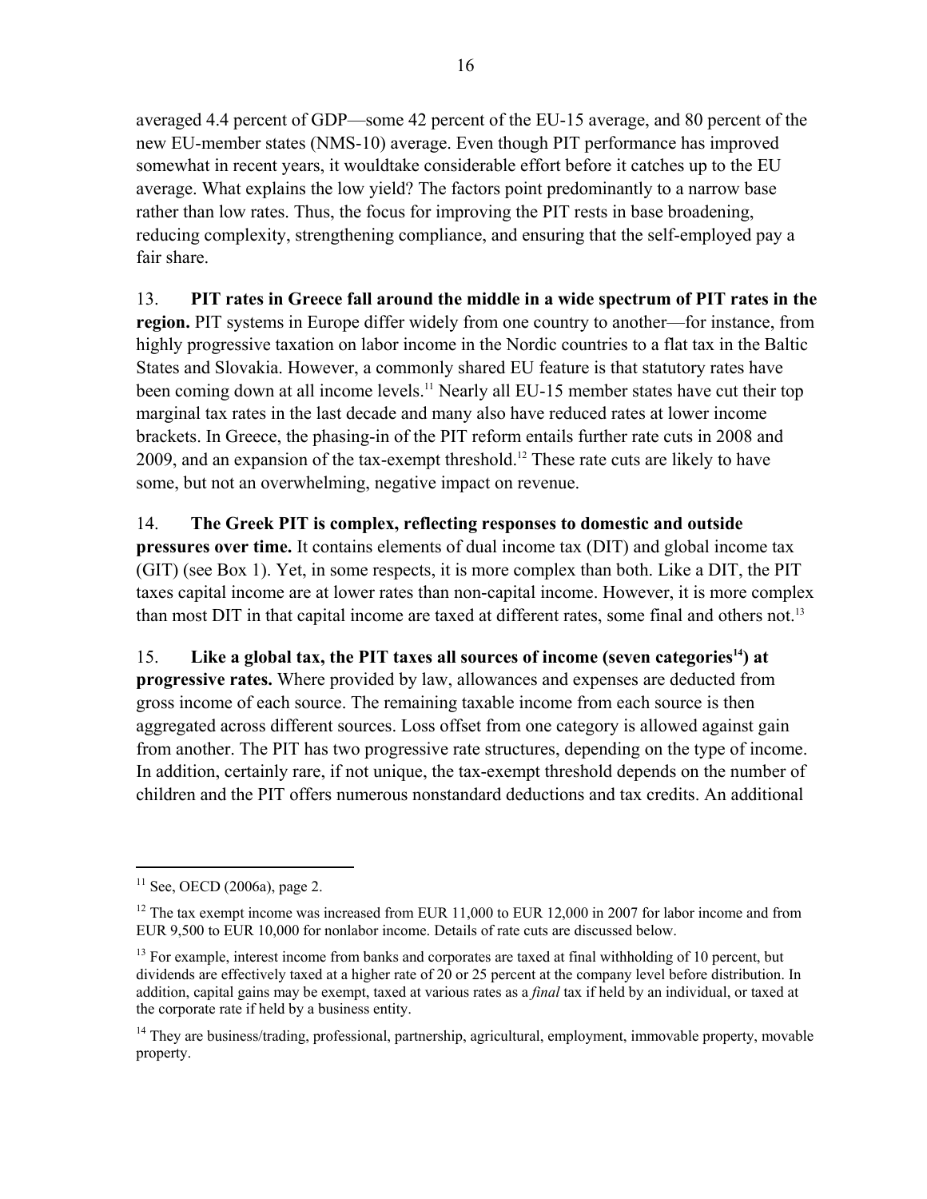averaged 4.4 percent of GDP—some 42 percent of the EU-15 average, and 80 percent of the new EU-member states (NMS-10) average. Even though PIT performance has improved somewhat in recent years, it wouldtake considerable effort before it catches up to the EU average. What explains the low yield? The factors point predominantly to a narrow base rather than low rates. Thus, the focus for improving the PIT rests in base broadening, reducing complexity, strengthening compliance, and ensuring that the self-employed pay a fair share.

13. **PIT rates in Greece fall around the middle in a wide spectrum of PIT rates in the region.** PIT systems in Europe differ widely from one country to another—for instance, from highly progressive taxation on labor income in the Nordic countries to a flat tax in the Baltic States and Slovakia. However, a commonly shared EU feature is that statutory rates have been coming down at all income levels.[11] Nearly all EU-15 member states have cut their top marginal tax rates in the last decade and many also have reduced rates at lower income brackets. In Greece, the phasing-in of the PIT reform entails further rate cuts in 2008 and 2009, and an expansion of the tax-exempt threshold.[12] These rate cuts are likely to have some, but not an overwhelming, negative impact on revenue.

14. **The Greek PIT is complex, reflecting responses to domestic and outside pressures over time.** It contains elements of dual income tax (DIT) and global income tax (GIT) (see Box 1). Yet, in some respects, it is more complex than both. Like a DIT, the PIT taxes capital income are at lower rates than non-capital income. However, it is more complex than most DIT in that capital income are taxed at different rates, some final and others not.[13]

15. **Like a global tax, the PIT taxes all sources of income (seven categories[14]) at progressive rates.** Where provided by law, allowances and expenses are deducted from gross income of each source. The remaining taxable income from each source is then aggregated across different sources. Loss offset from one category is allowed against gain from another. The PIT has two progressive rate structures, depending on the type of income. In addition, certainly rare, if not unique, the tax-exempt threshold depends on the number of children and the PIT offers numerous nonstandard deductions and tax credits. An additional

---

[11] See, OECD (2006a), page 2.

[12] The tax exempt income was increased from EUR 11,000 to EUR 12,000 in 2007 for labor income and from EUR 9,500 to EUR 10,000 for nonlabor income. Details of rate cuts are discussed below.

[13] For example, interest income from banks and corporates are taxed at final withholding of 10 percent, but dividends are effectively taxed at a higher rate of 20 or 25 percent at the company level before distribution. In addition, capital gains may be exempt, taxed at various rates as a *final* tax if held by an individual, or taxed at the corporate rate if held by a business entity.

[14] They are business/trading, professional, partnership, agricultural, employment, immovable property, movable property.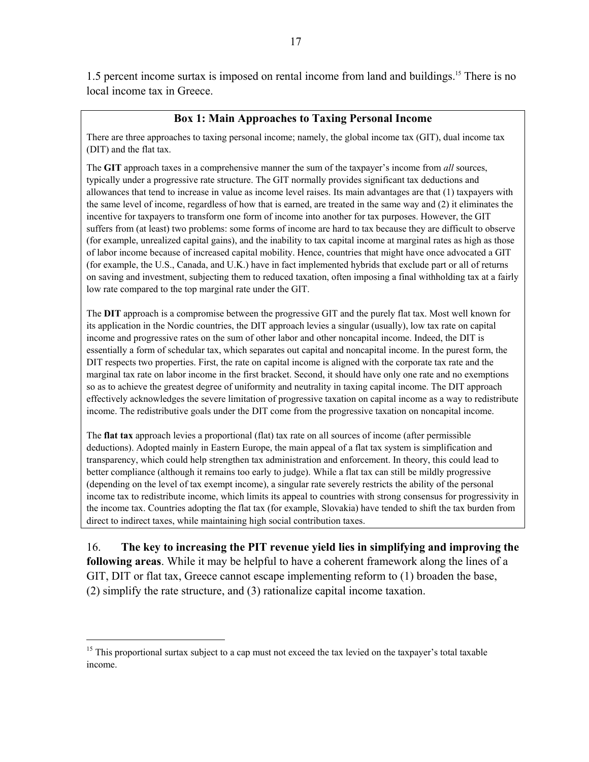1.5 percent income surtax is imposed on rental income from land and buildings.[15] There is no local income tax in Greece.

### Box 1: Main Approaches to Taxing Personal Income

There are three approaches to taxing personal income; namely, the global income tax (GIT), dual income tax (DIT) and the flat tax.

The **GIT** approach taxes in a comprehensive manner the sum of the taxpayer's income from *all* sources, typically under a progressive rate structure. The GIT normally provides significant tax deductions and allowances that tend to increase in value as income level raises. Its main advantages are that (1) taxpayers with the same level of income, regardless of how that is earned, are treated in the same way and (2) it eliminates the incentive for taxpayers to transform one form of income into another for tax purposes. However, the GIT suffers from (at least) two problems: some forms of income are hard to tax because they are difficult to observe (for example, unrealized capital gains), and the inability to tax capital income at marginal rates as high as those of labor income because of increased capital mobility. Hence, countries that might have once advocated a GIT (for example, the U.S., Canada, and U.K.) have in fact implemented hybrids that exclude part or all of returns on saving and investment, subjecting them to reduced taxation, often imposing a final withholding tax at a fairly low rate compared to the top marginal rate under the GIT.

The **DIT** approach is a compromise between the progressive GIT and the purely flat tax. Most well known for its application in the Nordic countries, the DIT approach levies a singular (usually), low tax rate on capital income and progressive rates on the sum of other labor and other noncapital income. Indeed, the DIT is essentially a form of schedular tax, which separates out capital and noncapital income. In the purest form, the DIT respects two properties. First, the rate on capital income is aligned with the corporate tax rate and the marginal tax rate on labor income in the first bracket. Second, it should have only one rate and no exemptions so as to achieve the greatest degree of uniformity and neutrality in taxing capital income. The DIT approach effectively acknowledges the severe limitation of progressive taxation on capital income as a way to redistribute income. The redistributive goals under the DIT come from the progressive taxation on noncapital income.

The **flat tax** approach levies a proportional (flat) tax rate on all sources of income (after permissible deductions). Adopted mainly in Eastern Europe, the main appeal of a flat tax system is simplification and transparency, which could help strengthen tax administration and enforcement. In theory, this could lead to better compliance (although it remains too early to judge). While a flat tax can still be mildly progressive (depending on the level of tax exempt income), a singular rate severely restricts the ability of the personal income tax to redistribute income, which limits its appeal to countries with strong consensus for progressivity in the income tax. Countries adopting the flat tax (for example, Slovakia) have tended to shift the tax burden from direct to indirect taxes, while maintaining high social contribution taxes.

16. **The key to increasing the PIT revenue yield lies in simplifying and improving the following areas**. While it may be helpful to have a coherent framework along the lines of a GIT, DIT or flat tax, Greece cannot escape implementing reform to (1) broaden the base, (2) simplify the rate structure, and (3) rationalize capital income taxation.

[15] This proportional surtax subject to a cap must not exceed the tax levied on the taxpayer's total taxable income.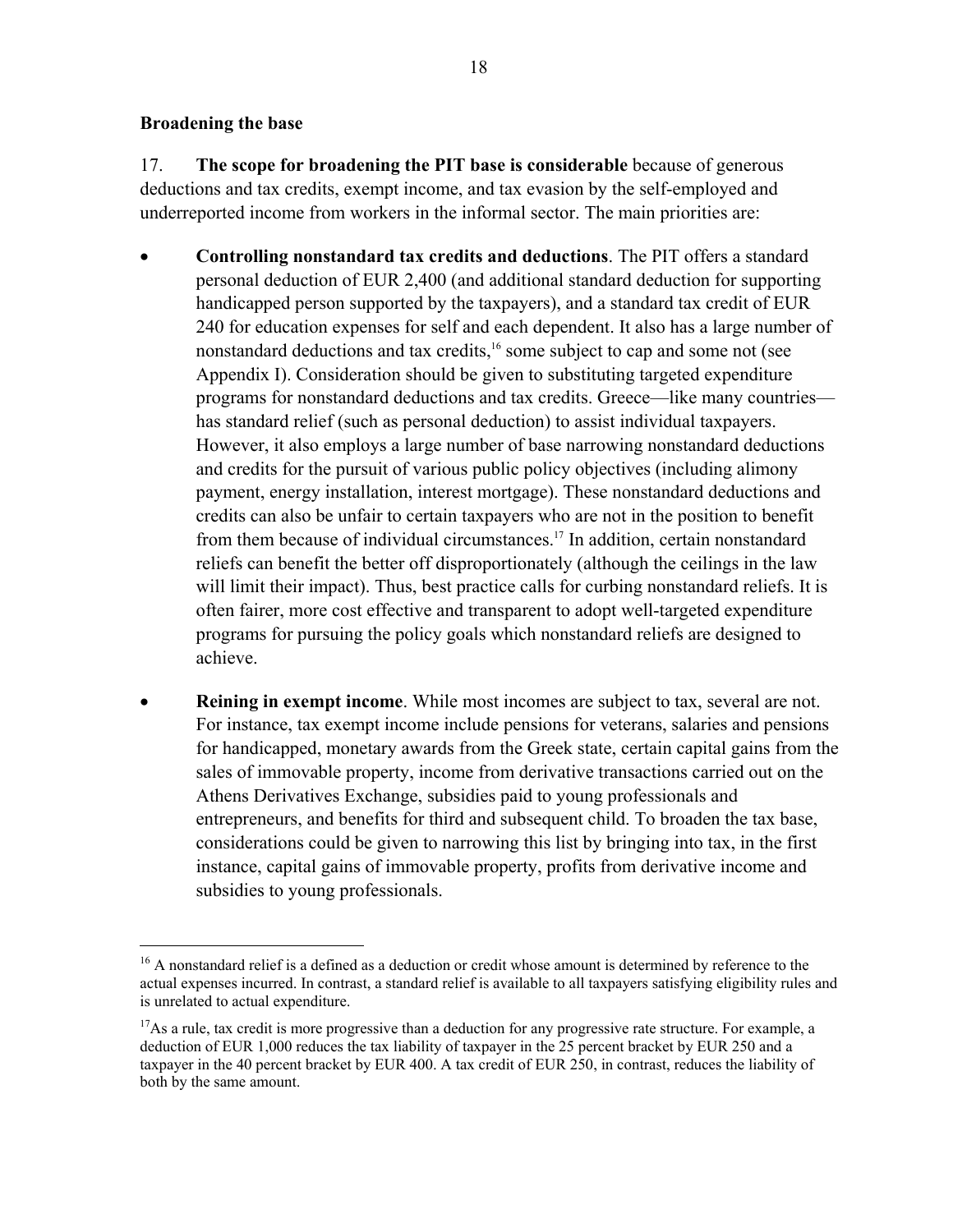### Broadening the base

17. **The scope for broadening the PIT base is considerable** because of generous deductions and tax credits, exempt income, and tax evasion by the self-employed and underreported income from workers in the informal sector. The main priorities are:

- **Controlling nonstandard tax credits and deductions**. The PIT offers a standard personal deduction of EUR 2,400 (and additional standard deduction for supporting handicapped person supported by the taxpayers), and a standard tax credit of EUR 240 for education expenses for self and each dependent. It also has a large number of nonstandard deductions and tax credits,[16] some subject to cap and some not (see Appendix I). Consideration should be given to substituting targeted expenditure programs for nonstandard deductions and tax credits. Greece—like many countries—has standard relief (such as personal deduction) to assist individual taxpayers. However, it also employs a large number of base narrowing nonstandard deductions and credits for the pursuit of various public policy objectives (including alimony payment, energy installation, interest mortgage). These nonstandard deductions and credits can also be unfair to certain taxpayers who are not in the position to benefit from them because of individual circumstances.[17] In addition, certain nonstandard reliefs can benefit the better off disproportionately (although the ceilings in the law will limit their impact). Thus, best practice calls for curbing nonstandard reliefs. It is often fairer, more cost effective and transparent to adopt well-targeted expenditure programs for pursuing the policy goals which nonstandard reliefs are designed to achieve.

- **Reining in exempt income**. While most incomes are subject to tax, several are not. For instance, tax exempt income include pensions for veterans, salaries and pensions for handicapped, monetary awards from the Greek state, certain capital gains from the sales of immovable property, income from derivative transactions carried out on the Athens Derivatives Exchange, subsidies paid to young professionals and entrepreneurs, and benefits for third and subsequent child. To broaden the tax base, considerations could be given to narrowing this list by bringing into tax, in the first instance, capital gains of immovable property, profits from derivative income and subsidies to young professionals.

---

[16] A nonstandard relief is a defined as a deduction or credit whose amount is determined by reference to the actual expenses incurred. In contrast, a standard relief is available to all taxpayers satisfying eligibility rules and is unrelated to actual expenditure.

[17] As a rule, tax credit is more progressive than a deduction for any progressive rate structure. For example, a deduction of EUR 1,000 reduces the tax liability of taxpayer in the 25 percent bracket by EUR 250 and a taxpayer in the 40 percent bracket by EUR 400. A tax credit of EUR 250, in contrast, reduces the liability of both by the same amount.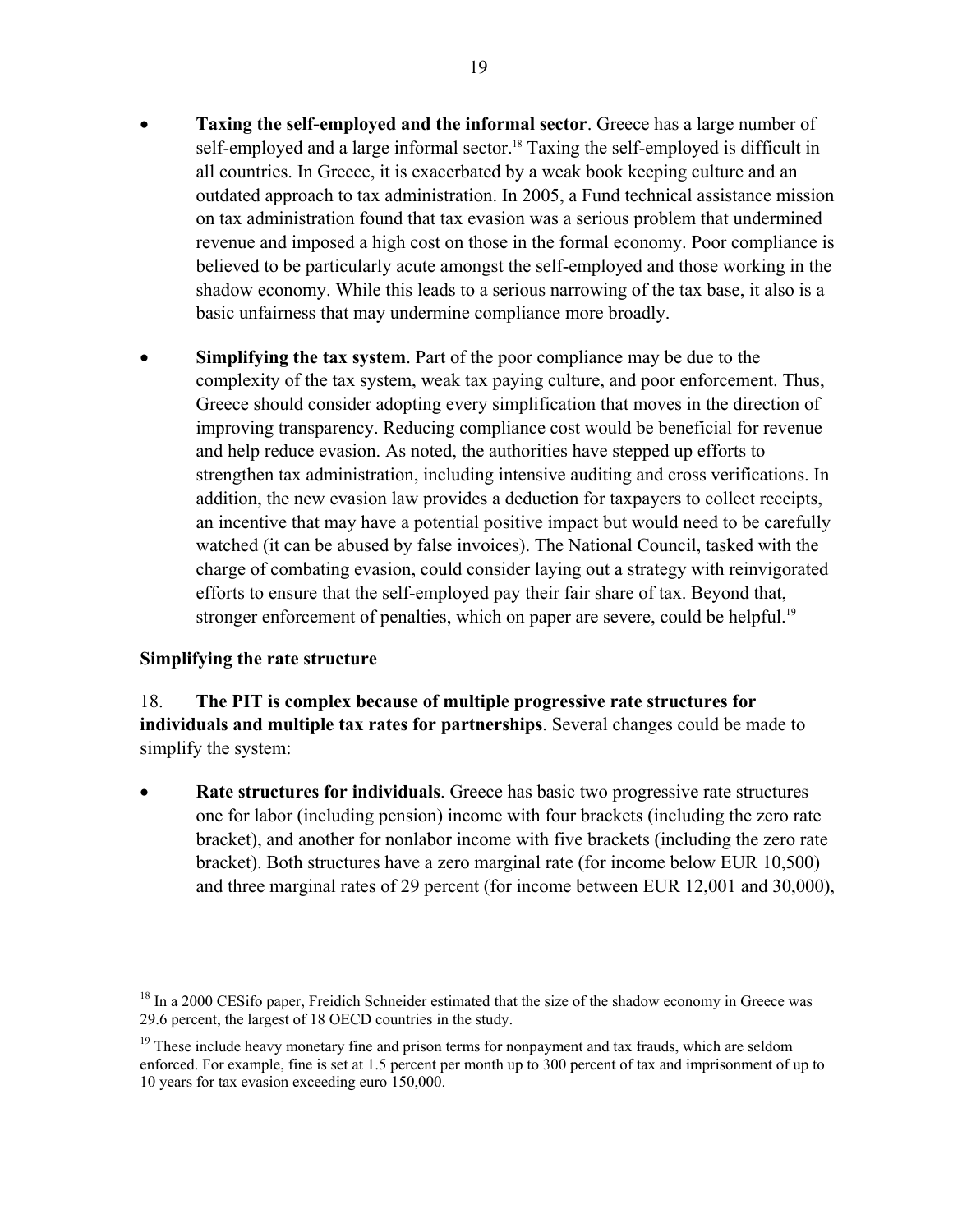- **Taxing the self-employed and the informal sector**. Greece has a large number of self-employed and a large informal sector.[18] Taxing the self-employed is difficult in all countries. In Greece, it is exacerbated by a weak book keeping culture and an outdated approach to tax administration. In 2005, a Fund technical assistance mission on tax administration found that tax evasion was a serious problem that undermined revenue and imposed a high cost on those in the formal economy. Poor compliance is believed to be particularly acute amongst the self-employed and those working in the shadow economy. While this leads to a serious narrowing of the tax base, it also is a basic unfairness that may undermine compliance more broadly.

- **Simplifying the tax system**. Part of the poor compliance may be due to the complexity of the tax system, weak tax paying culture, and poor enforcement. Thus, Greece should consider adopting every simplification that moves in the direction of improving transparency. Reducing compliance cost would be beneficial for revenue and help reduce evasion. As noted, the authorities have stepped up efforts to strengthen tax administration, including intensive auditing and cross verifications. In addition, the new evasion law provides a deduction for taxpayers to collect receipts, an incentive that may have a potential positive impact but would need to be carefully watched (it can be abused by false invoices). The National Council, tasked with the charge of combating evasion, could consider laying out a strategy with reinvigorated efforts to ensure that the self-employed pay their fair share of tax. Beyond that, stronger enforcement of penalties, which on paper are severe, could be helpful.[19]

### Simplifying the rate structure

18. **The PIT is complex because of multiple progressive rate structures for individuals and multiple tax rates for partnerships**. Several changes could be made to simplify the system:

- **Rate structures for individuals**. Greece has basic two progressive rate structures—one for labor (including pension) income with four brackets (including the zero rate bracket), and another for nonlabor income with five brackets (including the zero rate bracket). Both structures have a zero marginal rate (for income below EUR 10,500) and three marginal rates of 29 percent (for income between EUR 12,001 and 30,000),

---

[18] In a 2000 CESifo paper, Freidich Schneider estimated that the size of the shadow economy in Greece was 29.6 percent, the largest of 18 OECD countries in the study.

[19] These include heavy monetary fine and prison terms for nonpayment and tax frauds, which are seldom enforced. For example, fine is set at 1.5 percent per month up to 300 percent of tax and imprisonment of up to 10 years for tax evasion exceeding euro 150,000.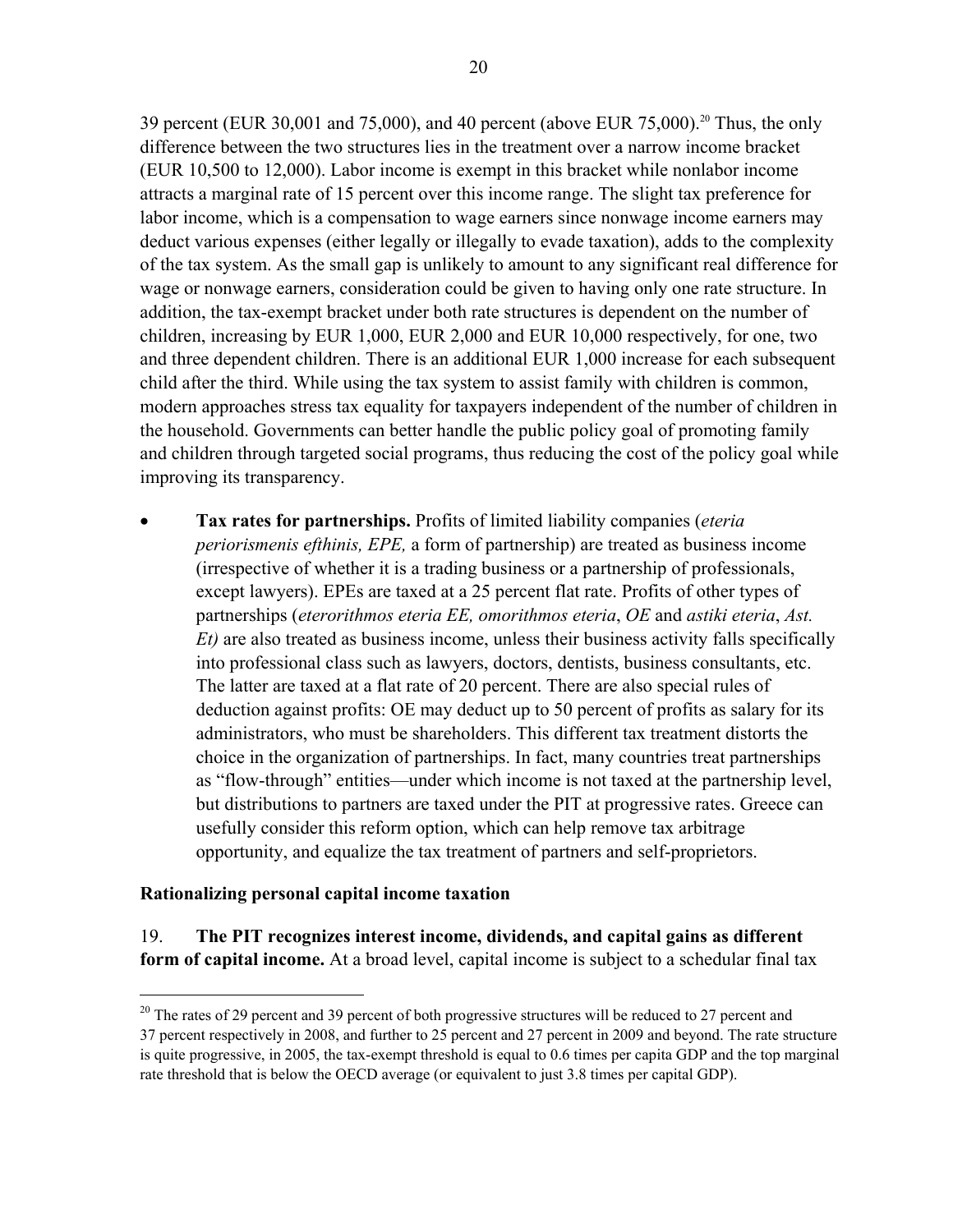39 percent (EUR 30,001 and 75,000), and 40 percent (above EUR 75,000).[20] Thus, the only difference between the two structures lies in the treatment over a narrow income bracket (EUR 10,500 to 12,000). Labor income is exempt in this bracket while nonlabor income attracts a marginal rate of 15 percent over this income range. The slight tax preference for labor income, which is a compensation to wage earners since nonwage income earners may deduct various expenses (either legally or illegally to evade taxation), adds to the complexity of the tax system. As the small gap is unlikely to amount to any significant real difference for wage or nonwage earners, consideration could be given to having only one rate structure. In addition, the tax-exempt bracket under both rate structures is dependent on the number of children, increasing by EUR 1,000, EUR 2,000 and EUR 10,000 respectively, for one, two and three dependent children. There is an additional EUR 1,000 increase for each subsequent child after the third. While using the tax system to assist family with children is common, modern approaches stress tax equality for taxpayers independent of the number of children in the household. Governments can better handle the public policy goal of promoting family and children through targeted social programs, thus reducing the cost of the policy goal while improving its transparency.

- **Tax rates for partnerships.** Profits of limited liability companies (*eteria periorismenis efthinis, EPE,* a form of partnership) are treated as business income (irrespective of whether it is a trading business or a partnership of professionals, except lawyers). EPEs are taxed at a 25 percent flat rate. Profits of other types of partnerships (*eterorithmos eteria EE, omorithmos eteria*, *OE* and *astiki eteria*, *Ast. Et)* are also treated as business income, unless their business activity falls specifically into professional class such as lawyers, doctors, dentists, business consultants, etc. The latter are taxed at a flat rate of 20 percent. There are also special rules of deduction against profits: OE may deduct up to 50 percent of profits as salary for its administrators, who must be shareholders. This different tax treatment distorts the choice in the organization of partnerships. In fact, many countries treat partnerships as "flow-through" entities—under which income is not taxed at the partnership level, but distributions to partners are taxed under the PIT at progressive rates. Greece can usefully consider this reform option, which can help remove tax arbitrage opportunity, and equalize the tax treatment of partners and self-proprietors.

### Rationalizing personal capital income taxation

19. **The PIT recognizes interest income, dividends, and capital gains as different form of capital income.** At a broad level, capital income is subject to a schedular final tax

[20] The rates of 29 percent and 39 percent of both progressive structures will be reduced to 27 percent and 37 percent respectively in 2008, and further to 25 percent and 27 percent in 2009 and beyond. The rate structure is quite progressive, in 2005, the tax-exempt threshold is equal to 0.6 times per capita GDP and the top marginal rate threshold that is below the OECD average (or equivalent to just 3.8 times per capital GDP).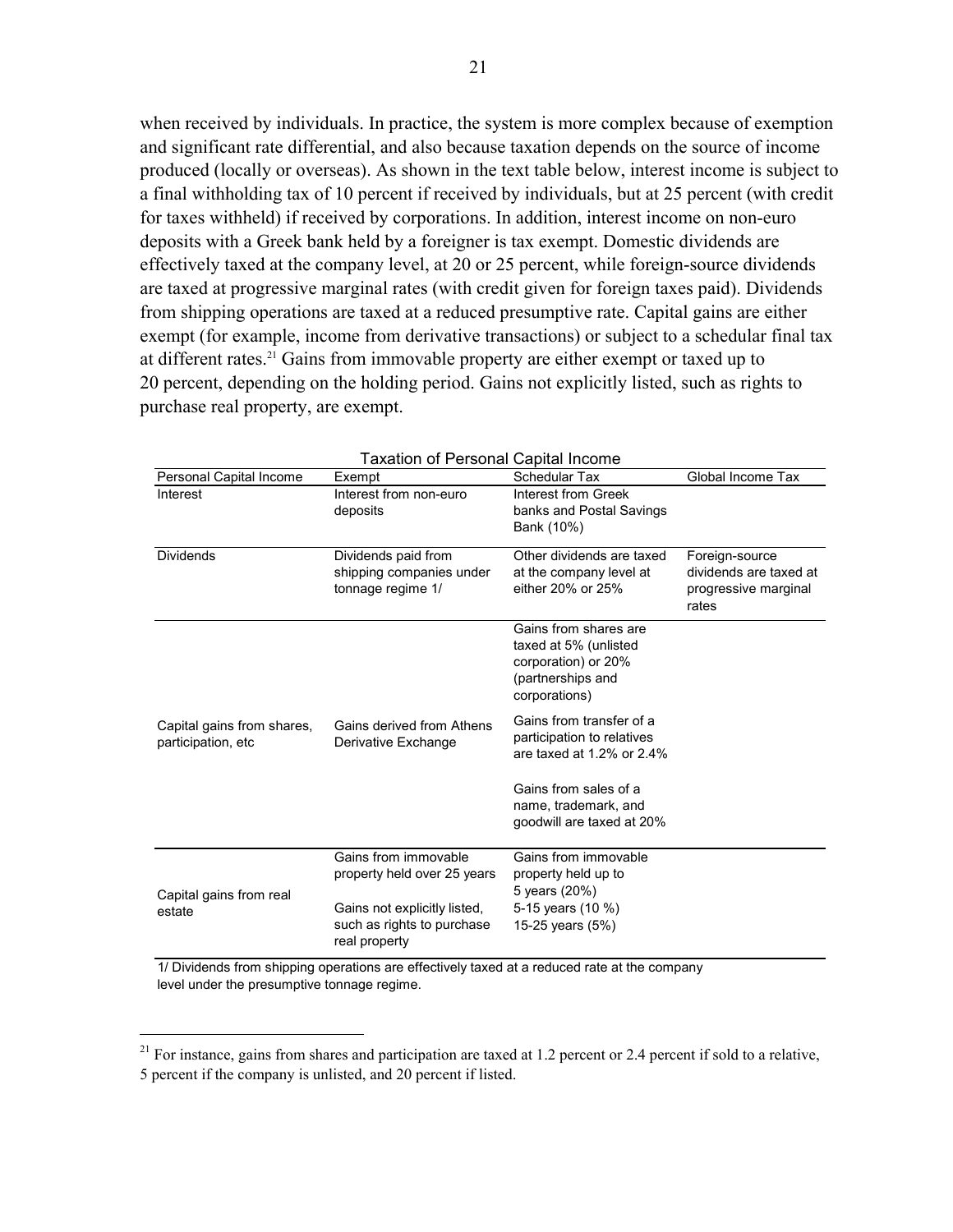when received by individuals. In practice, the system is more complex because of exemption and significant rate differential, and also because taxation depends on the source of income produced (locally or overseas). As shown in the text table below, interest income is subject to a final withholding tax of 10 percent if received by individuals, but at 25 percent (with credit for taxes withheld) if received by corporations. In addition, interest income on non-euro deposits with a Greek bank held by a foreigner is tax exempt. Domestic dividends are effectively taxed at the company level, at 20 or 25 percent, while foreign-source dividends are taxed at progressive marginal rates (with credit given for foreign taxes paid). Dividends from shipping operations are taxed at a reduced presumptive rate. Capital gains are either exempt (for example, income from derivative transactions) or subject to a schedular final tax at different rates.[21] Gains from immovable property are either exempt or taxed up to 20 percent, depending on the holding period. Gains not explicitly listed, such as rights to purchase real property, are exempt.

Taxation of Personal Capital Income

| Personal Capital Income | Exempt | Schedular Tax | Global Income Tax |
|---|---|---|---|
| Interest | Interest from non-euro deposits | Interest from Greek banks and Postal Savings Bank (10%) | |
| Dividends | Dividends paid from shipping companies under tonnage regime 1/ | Other dividends are taxed at the company level at either 20% or 25% | Foreign-source dividends are taxed at progressive marginal rates |
| Capital gains from shares, participation, etc | Gains derived from Athens Derivative Exchange | Gains from shares are taxed at 5% (unlisted corporation) or 20% (partnerships and corporations)<br><br>Gains from transfer of a participation to relatives are taxed at 1.2% or 2.4%<br><br>Gains from sales of a name, trademark, and goodwill are taxed at 20% | |
| Capital gains from real estate | Gains from immovable property held over 25 years<br><br>Gains not explicitly listed, such as rights to purchase real property | Gains from immovable property held up to<br>5 years (20%)<br>5-15 years (10 %)<br>15-25 years (5%) | |

1/ Dividends from shipping operations are effectively taxed at a reduced rate at the company level under the presumptive tonnage regime.

[21] For instance, gains from shares and participation are taxed at 1.2 percent or 2.4 percent if sold to a relative, 5 percent if the company is unlisted, and 20 percent if listed.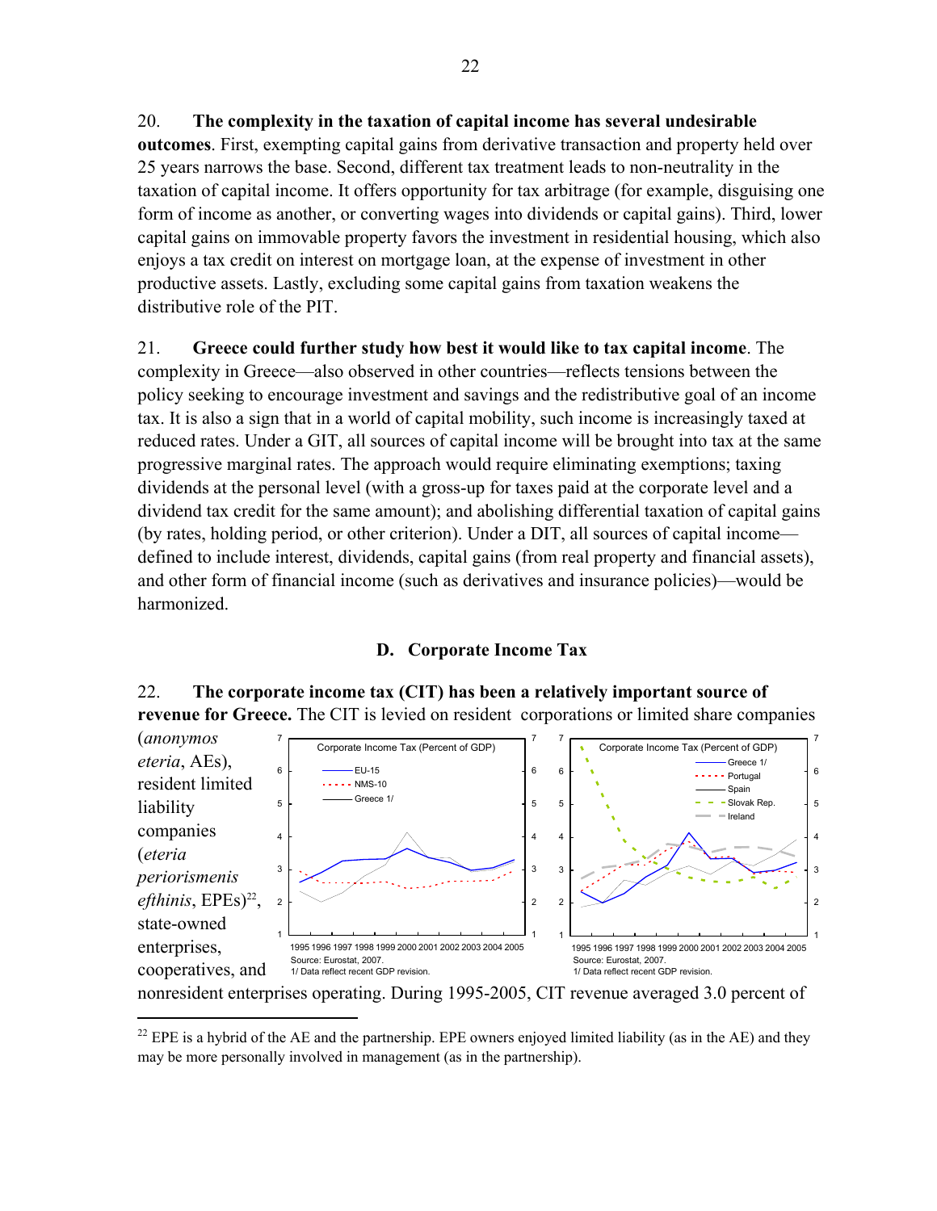20. **The complexity in the taxation of capital income has several undesirable outcomes**. First, exempting capital gains from derivative transaction and property held over 25 years narrows the base. Second, different tax treatment leads to non-neutrality in the taxation of capital income. It offers opportunity for tax arbitrage (for example, disguising one form of income as another, or converting wages into dividends or capital gains). Third, lower capital gains on immovable property favors the investment in residential housing, which also enjoys a tax credit on interest on mortgage loan, at the expense of investment in other productive assets. Lastly, excluding some capital gains from taxation weakens the distributive role of the PIT.

21. **Greece could further study how best it would like to tax capital income**. The complexity in Greece—also observed in other countries—reflects tensions between the policy seeking to encourage investment and savings and the redistributive goal of an income tax. It is also a sign that in a world of capital mobility, such income is increasingly taxed at reduced rates. Under a GIT, all sources of capital income will be brought into tax at the same progressive marginal rates. The approach would require eliminating exemptions; taxing dividends at the personal level (with a gross-up for taxes paid at the corporate level and a dividend tax credit for the same amount); and abolishing differential taxation of capital gains (by rates, holding period, or other criterion). Under a DIT, all sources of capital income—defined to include interest, dividends, capital gains (from real property and financial assets), and other form of financial income (such as derivatives and insurance policies)—would be harmonized.

## D. Corporate Income Tax

22. **The corporate income tax (CIT) has been a relatively important source of revenue for Greece.** The CIT is levied on resident corporations or limited share companies (*anonymos eteria*, AEs), resident limited liability companies (*eteria periorismenis efthinis*, EPEs)[22], state-owned enterprises, cooperatives, and nonresident enterprises operating. During 1995-2005, CIT revenue averaged 3.0 percent of

Corporate Income Tax (Percent of GDP)

Source: Eurostat, 2007.
1/ Data reflect recent GDP revision.

Corporate Income Tax (Percent of GDP)

Source: Eurostat, 2007.
1/ Data reflect recent GDP revision.

[22] EPE is a hybrid of the AE and the partnership. EPE owners enjoyed limited liability (as in the AE) and they may be more personally involved in management (as in the partnership).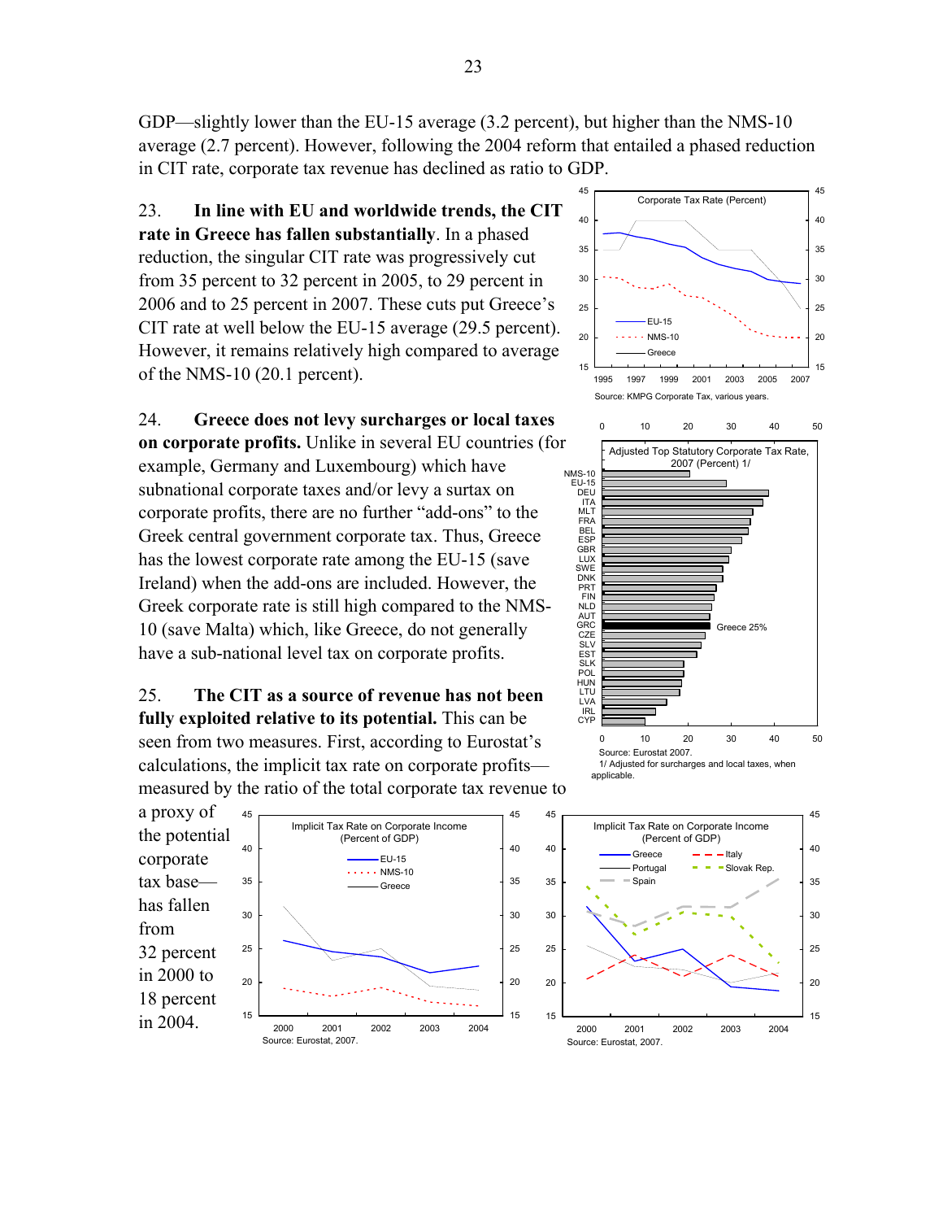GDP—slightly lower than the EU-15 average (3.2 percent), but higher than the NMS-10 average (2.7 percent). However, following the 2004 reform that entailed a phased reduction in CIT rate, corporate tax revenue has declined as ratio to GDP.

23. **In line with EU and worldwide trends, the CIT rate in Greece has fallen substantially**. In a phased reduction, the singular CIT rate was progressively cut from 35 percent to 32 percent in 2005, to 29 percent in 2006 and to 25 percent in 2007. These cuts put Greece's CIT rate at well below the EU-15 average (29.5 percent). However, it remains relatively high compared to average of the NMS-10 (20.1 percent).

Corporate Tax Rate (Percent)

Source: KPMG Corporate Tax, various years.

24. **Greece does not levy surcharges or local taxes on corporate profits.** Unlike in several EU countries (for example, Germany and Luxembourg) which have subnational corporate taxes and/or levy a surtax on corporate profits, there are no further "add-ons" to the Greek central government corporate tax. Thus, Greece has the lowest corporate rate among the EU-15 (save Ireland) when the add-ons are included. However, the Greek corporate rate is still high compared to the NMS-10 (save Malta) which, like Greece, do not generally have a sub-national level tax on corporate profits.

Adjusted Top Statutory Corporate Tax Rate, 2007 (Percent) 1/

Source: Eurostat 2007.
1/ Adjusted for surcharges and local taxes, when applicable.

25. **The CIT as a source of revenue has not been fully exploited relative to its potential.** This can be seen from two measures. First, according to Eurostat's calculations, the implicit tax rate on corporate profits—measured by the ratio of the total corporate tax revenue to a proxy of the potential corporate tax base—has fallen from 32 percent in 2000 to 18 percent in 2004.

Implicit Tax Rate on Corporate Income (Percent of GDP)

Source: Eurostat, 2007.

Implicit Tax Rate on Corporate Income (Percent of GDP)

Source: Eurostat, 2007.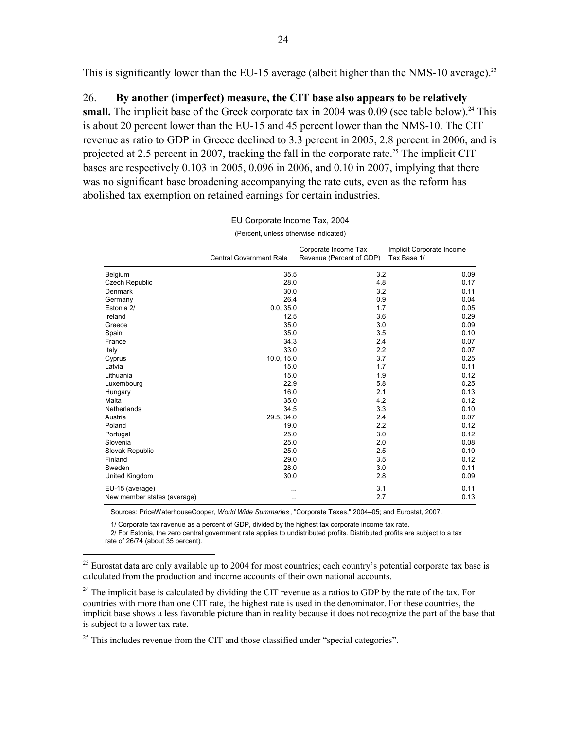This is significantly lower than the EU-15 average (albeit higher than the NMS-10 average).[23]

26. **By another (imperfect) measure, the CIT base also appears to be relatively small.** The implicit base of the Greek corporate tax in 2004 was 0.09 (see table below).[24] This is about 20 percent lower than the EU-15 and 45 percent lower than the NMS-10. The CIT revenue as ratio to GDP in Greece declined to 3.3 percent in 2005, 2.8 percent in 2006, and is projected at 2.5 percent in 2007, tracking the fall in the corporate rate.[25] The implicit CIT bases are respectively 0.103 in 2005, 0.096 in 2006, and 0.10 in 2007, implying that there was no significant base broadening accompanying the rate cuts, even as the reform has abolished tax exemption on retained earnings for certain industries.

EU Corporate Income Tax, 2004

(Percent, unless otherwise indicated)

| | Central Government Rate | Corporate Income Tax Revenue (Percent of GDP) | Implicit Corporate Income Tax Base 1/ |
|---|---|---|---|
| Belgium | 35.5 | 3.2 | 0.09 |
| Czech Republic | 28.0 | 4.8 | 0.17 |
| Denmark | 30.0 | 3.2 | 0.11 |
| Germany | 26.4 | 0.9 | 0.04 |
| Estonia 2/ | 0.0, 35.0 | 1.7 | 0.05 |
| Ireland | 12.5 | 3.6 | 0.29 |
| Greece | 35.0 | 3.0 | 0.09 |
| Spain | 35.0 | 3.5 | 0.10 |
| France | 34.3 | 2.4 | 0.07 |
| Italy | 33.0 | 2.2 | 0.07 |
| Cyprus | 10.0, 15.0 | 3.7 | 0.25 |
| Latvia | 15.0 | 1.7 | 0.11 |
| Lithuania | 15.0 | 1.9 | 0.12 |
| Luxembourg | 22.9 | 5.8 | 0.25 |
| Hungary | 16.0 | 2.1 | 0.13 |
| Malta | 35.0 | 4.2 | 0.12 |
| Netherlands | 34.5 | 3.3 | 0.10 |
| Austria | 29.5, 34.0 | 2.4 | 0.07 |
| Poland | 19.0 | 2.2 | 0.12 |
| Portugal | 25.0 | 3.0 | 0.12 |
| Slovenia | 25.0 | 2.0 | 0.08 |
| Slovak Republic | 25.0 | 2.5 | 0.10 |
| Finland | 29.0 | 3.5 | 0.12 |
| Sweden | 28.0 | 3.0 | 0.11 |
| United Kingdom | 30.0 | 2.8 | 0.09 |
| EU-15 (average) | ... | 3.1 | 0.11 |
| New member states (average) | ... | 2.7 | 0.13 |

Sources: PriceWaterhouseCooper, *World Wide Summaries*, "Corporate Taxes," 2004–05; and Eurostat, 2007.

1/ Corporate tax ravenue as a percent of GDP, divided by the highest tax corporate income tax rate.

2/ For Estonia, the zero central government rate applies to undistributed profits. Distributed profits are subject to a tax rate of 26/74 (about 35 percent).

[23] Eurostat data are only available up to 2004 for most countries; each country's potential corporate tax base is calculated from the production and income accounts of their own national accounts.

[24] The implicit base is calculated by dividing the CIT revenue as a ratios to GDP by the rate of the tax. For countries with more than one CIT rate, the highest rate is used in the denominator. For these countries, the implicit base shows a less favorable picture than in reality because it does not recognize the part of the base that is subject to a lower tax rate.

[25] This includes revenue from the CIT and those classified under "special categories".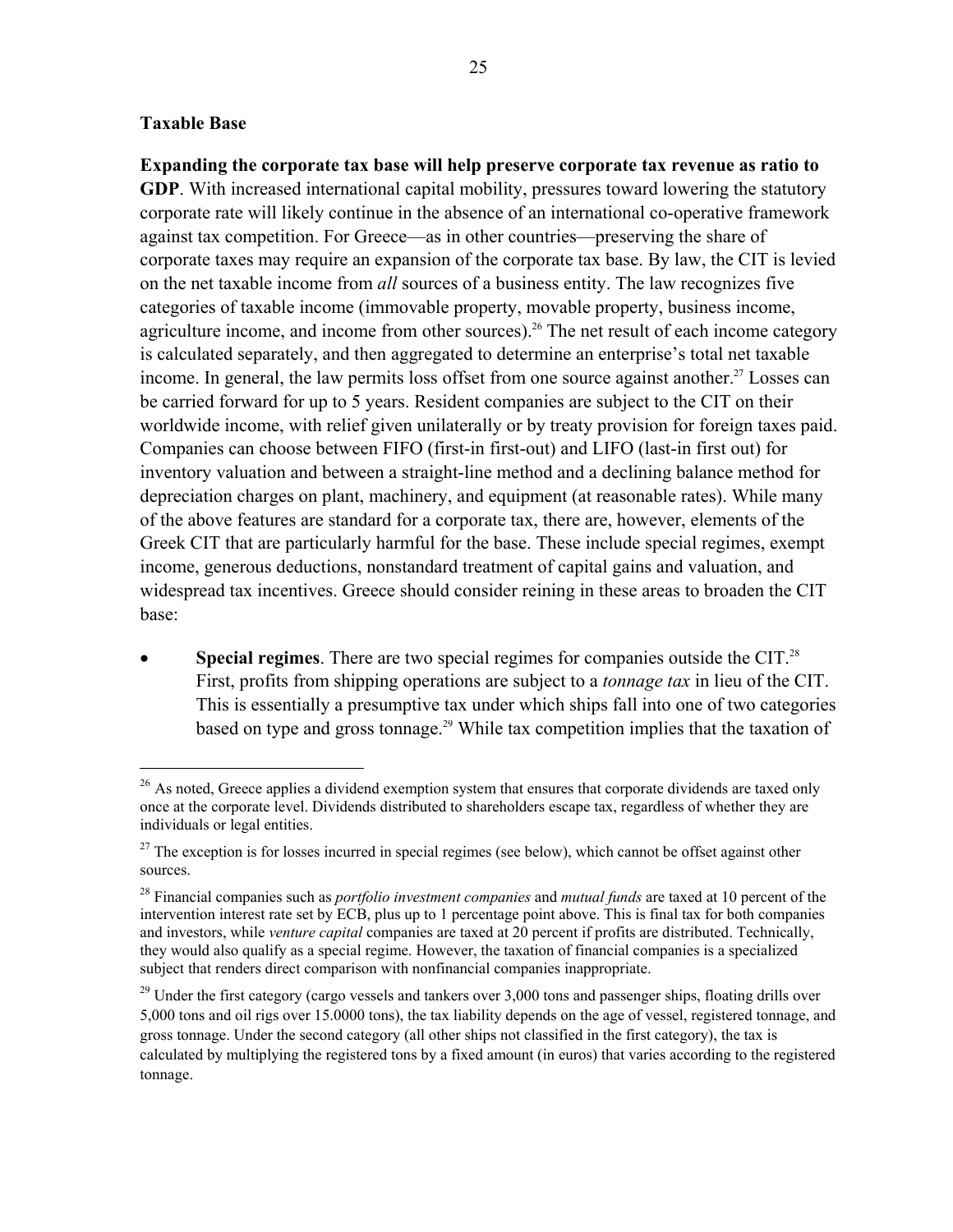### Taxable Base

**Expanding the corporate tax base will help preserve corporate tax revenue as ratio to GDP**. With increased international capital mobility, pressures toward lowering the statutory corporate rate will likely continue in the absence of an international co-operative framework against tax competition. For Greece—as in other countries—preserving the share of corporate taxes may require an expansion of the corporate tax base. By law, the CIT is levied on the net taxable income from *all* sources of a business entity. The law recognizes five categories of taxable income (immovable property, movable property, business income, agriculture income, and income from other sources).[26] The net result of each income category is calculated separately, and then aggregated to determine an enterprise's total net taxable income. In general, the law permits loss offset from one source against another.[27] Losses can be carried forward for up to 5 years. Resident companies are subject to the CIT on their worldwide income, with relief given unilaterally or by treaty provision for foreign taxes paid. Companies can choose between FIFO (first-in first-out) and LIFO (last-in first out) for inventory valuation and between a straight-line method and a declining balance method for depreciation charges on plant, machinery, and equipment (at reasonable rates). While many of the above features are standard for a corporate tax, there are, however, elements of the Greek CIT that are particularly harmful for the base. These include special regimes, exempt income, generous deductions, nonstandard treatment of capital gains and valuation, and widespread tax incentives. Greece should consider reining in these areas to broaden the CIT base:

- **Special regimes**. There are two special regimes for companies outside the CIT.[28] First, profits from shipping operations are subject to a *tonnage tax* in lieu of the CIT. This is essentially a presumptive tax under which ships fall into one of two categories based on type and gross tonnage.[29] While tax competition implies that the taxation of

---

[26] As noted, Greece applies a dividend exemption system that ensures that corporate dividends are taxed only once at the corporate level. Dividends distributed to shareholders escape tax, regardless of whether they are individuals or legal entities.

[27] The exception is for losses incurred in special regimes (see below), which cannot be offset against other sources.

[28] Financial companies such as *portfolio investment companies* and *mutual funds* are taxed at 10 percent of the intervention interest rate set by ECB, plus up to 1 percentage point above. This is final tax for both companies and investors, while *venture capital* companies are taxed at 20 percent if profits are distributed. Technically, they would also qualify as a special regime. However, the taxation of financial companies is a specialized subject that renders direct comparison with nonfinancial companies inappropriate.

[29] Under the first category (cargo vessels and tankers over 3,000 tons and passenger ships, floating drills over 5,000 tons and oil rigs over 15.0000 tons), the tax liability depends on the age of vessel, registered tonnage, and gross tonnage. Under the second category (all other ships not classified in the first category), the tax is calculated by multiplying the registered tons by a fixed amount (in euros) that varies according to the registered tonnage.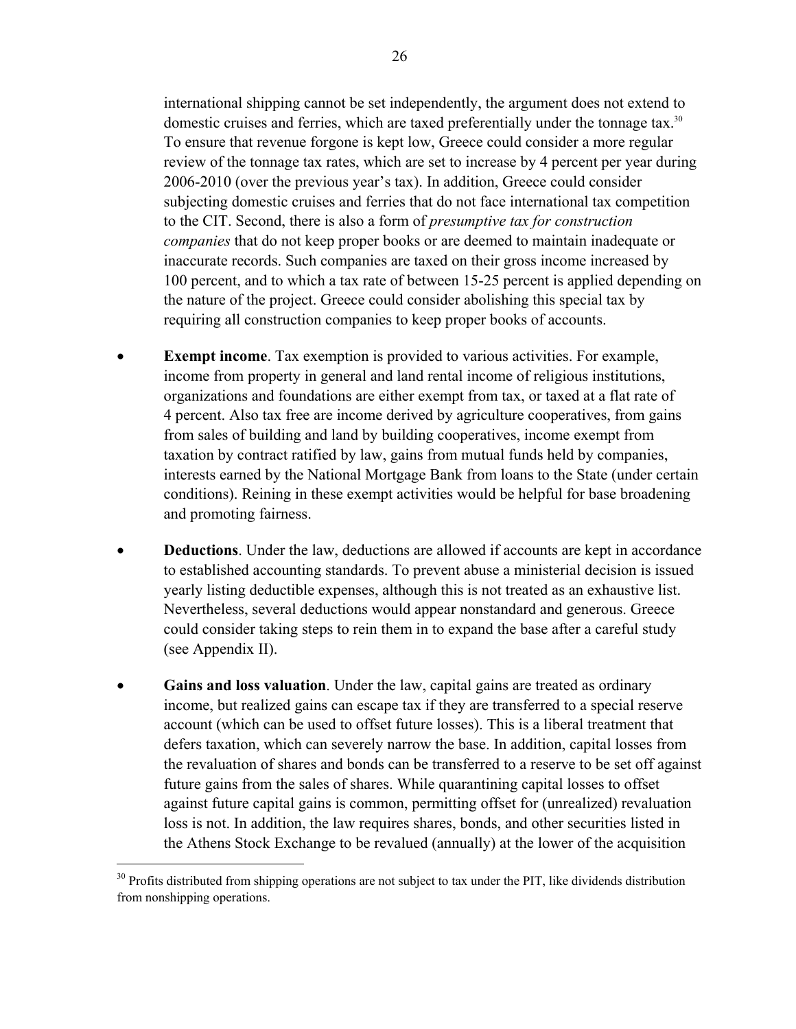international shipping cannot be set independently, the argument does not extend to domestic cruises and ferries, which are taxed preferentially under the tonnage tax.[30] To ensure that revenue forgone is kept low, Greece could consider a more regular review of the tonnage tax rates, which are set to increase by 4 percent per year during 2006-2010 (over the previous year's tax). In addition, Greece could consider subjecting domestic cruises and ferries that do not face international tax competition to the CIT. Second, there is also a form of *presumptive tax for construction companies* that do not keep proper books or are deemed to maintain inadequate or inaccurate records. Such companies are taxed on their gross income increased by 100 percent, and to which a tax rate of between 15-25 percent is applied depending on the nature of the project. Greece could consider abolishing this special tax by requiring all construction companies to keep proper books of accounts.

- **Exempt income**. Tax exemption is provided to various activities. For example, income from property in general and land rental income of religious institutions, organizations and foundations are either exempt from tax, or taxed at a flat rate of 4 percent. Also tax free are income derived by agriculture cooperatives, from gains from sales of building and land by building cooperatives, income exempt from taxation by contract ratified by law, gains from mutual funds held by companies, interests earned by the National Mortgage Bank from loans to the State (under certain conditions). Reining in these exempt activities would be helpful for base broadening and promoting fairness.

- **Deductions**. Under the law, deductions are allowed if accounts are kept in accordance to established accounting standards. To prevent abuse a ministerial decision is issued yearly listing deductible expenses, although this is not treated as an exhaustive list. Nevertheless, several deductions would appear nonstandard and generous. Greece could consider taking steps to rein them in to expand the base after a careful study (see Appendix II).

- **Gains and loss valuation**. Under the law, capital gains are treated as ordinary income, but realized gains can escape tax if they are transferred to a special reserve account (which can be used to offset future losses). This is a liberal treatment that defers taxation, which can severely narrow the base. In addition, capital losses from the revaluation of shares and bonds can be transferred to a reserve to be set off against future gains from the sales of shares. While quarantining capital losses to offset against future capital gains is common, permitting offset for (unrealized) revaluation loss is not. In addition, the law requires shares, bonds, and other securities listed in the Athens Stock Exchange to be revalued (annually) at the lower of the acquisition

[30] Profits distributed from shipping operations are not subject to tax under the PIT, like dividends distribution from nonshipping operations.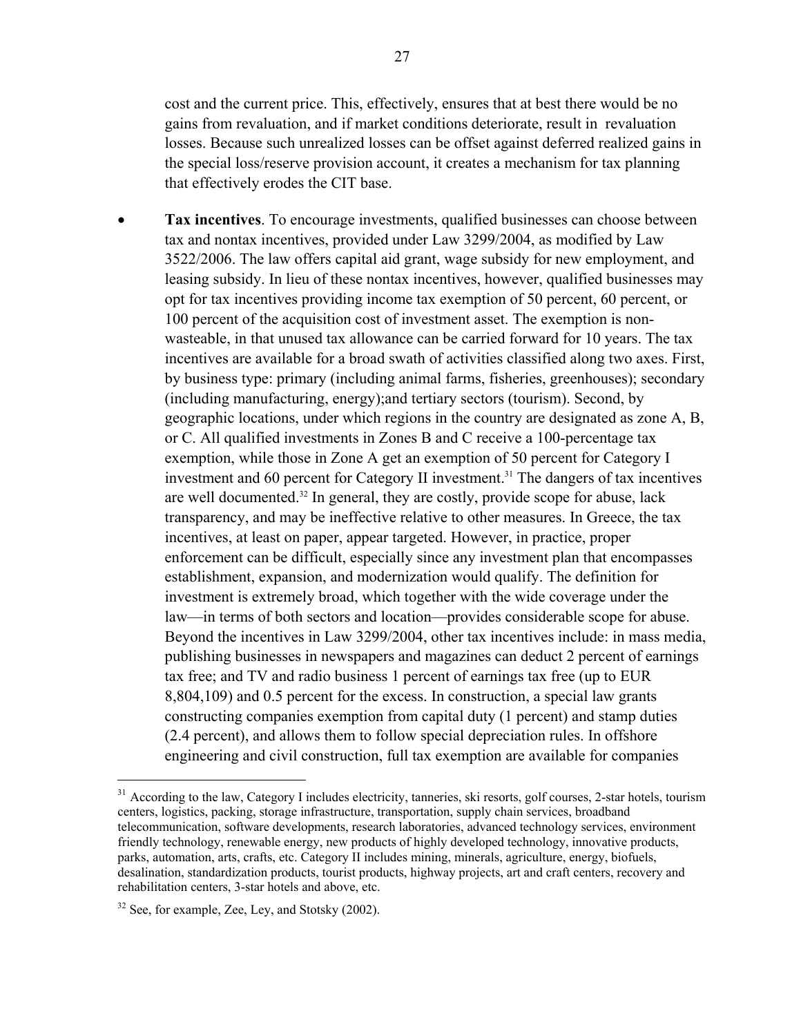cost and the current price. This, effectively, ensures that at best there would be no gains from revaluation, and if market conditions deteriorate, result in revaluation losses. Because such unrealized losses can be offset against deferred realized gains in the special loss/reserve provision account, it creates a mechanism for tax planning that effectively erodes the CIT base.

- **Tax incentives**. To encourage investments, qualified businesses can choose between tax and nontax incentives, provided under Law 3299/2004, as modified by Law 3522/2006. The law offers capital aid grant, wage subsidy for new employment, and leasing subsidy. In lieu of these nontax incentives, however, qualified businesses may opt for tax incentives providing income tax exemption of 50 percent, 60 percent, or 100 percent of the acquisition cost of investment asset. The exemption is non-wasteable, in that unused tax allowance can be carried forward for 10 years. The tax incentives are available for a broad swath of activities classified along two axes. First, by business type: primary (including animal farms, fisheries, greenhouses); secondary (including manufacturing, energy);and tertiary sectors (tourism). Second, by geographic locations, under which regions in the country are designated as zone A, B, or C. All qualified investments in Zones B and C receive a 100-percentage tax exemption, while those in Zone A get an exemption of 50 percent for Category I investment and 60 percent for Category II investment.[31] The dangers of tax incentives are well documented.[32] In general, they are costly, provide scope for abuse, lack transparency, and may be ineffective relative to other measures. In Greece, the tax incentives, at least on paper, appear targeted. However, in practice, proper enforcement can be difficult, especially since any investment plan that encompasses establishment, expansion, and modernization would qualify. The definition for investment is extremely broad, which together with the wide coverage under the law—in terms of both sectors and location—provides considerable scope for abuse. Beyond the incentives in Law 3299/2004, other tax incentives include: in mass media, publishing businesses in newspapers and magazines can deduct 2 percent of earnings tax free; and TV and radio business 1 percent of earnings tax free (up to EUR 8,804,109) and 0.5 percent for the excess. In construction, a special law grants constructing companies exemption from capital duty (1 percent) and stamp duties (2.4 percent), and allows them to follow special depreciation rules. In offshore engineering and civil construction, full tax exemption are available for companies

[31] According to the law, Category I includes electricity, tanneries, ski resorts, golf courses, 2-star hotels, tourism centers, logistics, packing, storage infrastructure, transportation, supply chain services, broadband telecommunication, software developments, research laboratories, advanced technology services, environment friendly technology, renewable energy, new products of highly developed technology, innovative products, parks, automation, arts, crafts, etc. Category II includes mining, minerals, agriculture, energy, biofuels, desalination, standardization products, tourist products, highway projects, art and craft centers, recovery and rehabilitation centers, 3-star hotels and above, etc.

[32] See, for example, Zee, Ley, and Stotsky (2002).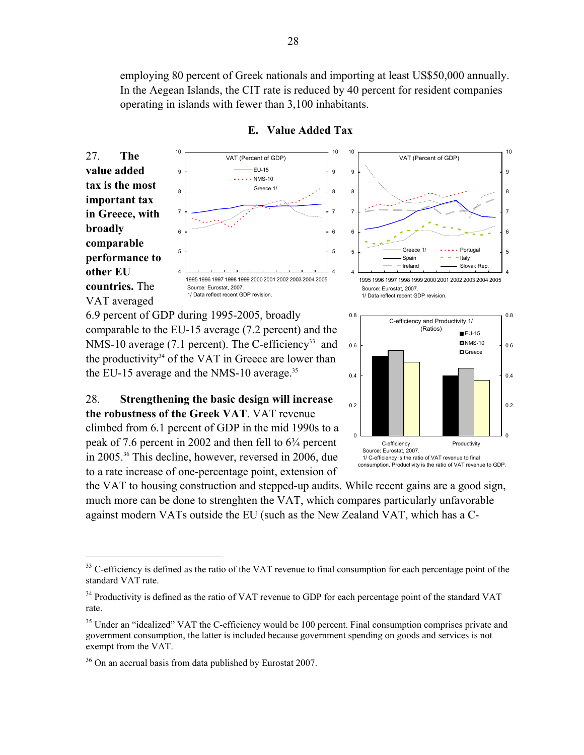employing 80 percent of Greek nationals and importing at least US$50,000 annually. In the Aegean Islands, the CIT rate is reduced by 40 percent for resident companies operating in islands with fewer than 3,100 inhabitants.

## E. Value Added Tax

27. **The value added tax is the most important tax in Greece, with broadly comparable performance to other EU countries.** The VAT averaged 6.9 percent of GDP during 1995-2005, broadly comparable to the EU-15 average (7.2 percent) and the NMS-10 average (7.1 percent). The C-efficiency[33] and the productivity[34] of the VAT in Greece are lower than the EU-15 average and the NMS-10 average.[35]

28. **Strengthening the basic design will increase the robustness of the Greek VAT**. VAT revenue climbed from 6.1 percent of GDP in the mid 1990s to a peak of 7.6 percent in 2002 and then fell to 6¾ percent in 2005.[36] This decline, however, reversed in 2006, due to a rate increase of one-percentage point, extension of the VAT to housing construction and stepped-up audits. While recent gains are a good sign, much more can be done to strenghten the VAT, which compares particularly unfavorable against modern VATs outside the EU (such as the New Zealand VAT, which has a C-

VAT (Percent of GDP)

Source: Eurostat, 2007.
1/ Data reflect recent GDP revision.

VAT (Percent of GDP)

Source: Eurostat, 2007.
1/ Data reflect recent GDP revision.

C-efficiency and Productivity 1/ (Ratios)

Source: Eurostat, 2007.
1/ C-efficiency is the ratio of VAT revenue to final consumption. Productivity is the ratio of VAT revenue to GDP.

---

[33] C-efficiency is defined as the ratio of the VAT revenue to final consumption for each percentage point of the standard VAT rate.

[34] Productivity is defined as the ratio of VAT revenue to GDP for each percentage point of the standard VAT rate.

[35] Under an "idealized" VAT the C-efficiency would be 100 percent. Final consumption comprises private and government consumption, the latter is included because government spending on goods and services is not exempt from the VAT.

[36] On an accrual basis from data published by Eurostat 2007.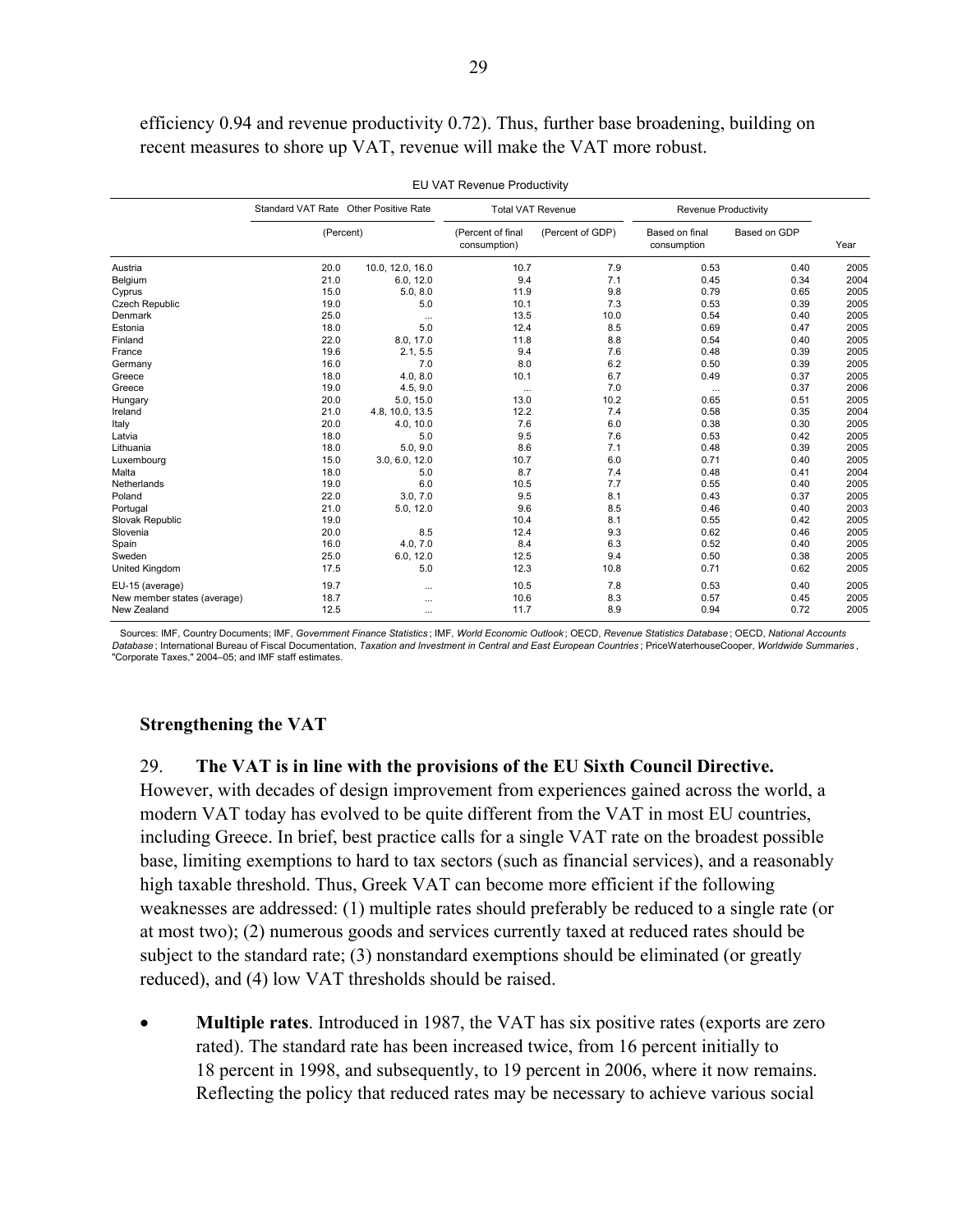efficiency 0.94 and revenue productivity 0.72). Thus, further base broadening, building on recent measures to shore up VAT, revenue will make the VAT more robust.

EU VAT Revenue Productivity

| | Standard VAT Rate | Other Positive Rate | Total VAT Revenue | | Revenue Productivity | | |
|---|---|---|---|---|---|---|---|
| | (Percent) | | (Percent of final consumption) | (Percent of GDP) | Based on final consumption | Based on GDP | Year |
| Austria | 20.0 | 10.0, 12.0, 16.0 | 10.7 | 7.9 | 0.53 | 0.40 | 2005 |
| Belgium | 21.0 | 6.0, 12.0 | 9.4 | 7.1 | 0.45 | 0.34 | 2004 |
| Cyprus | 15.0 | 5.0, 8.0 | 11.9 | 9.8 | 0.79 | 0.65 | 2005 |
| Czech Republic | 19.0 | 5.0 | 10.1 | 7.3 | 0.53 | 0.39 | 2005 |
| Denmark | 25.0 | ... | 13.5 | 10.0 | 0.54 | 0.40 | 2005 |
| Estonia | 18.0 | 5.0 | 12.4 | 8.5 | 0.69 | 0.47 | 2005 |
| Finland | 22.0 | 8.0, 17.0 | 11.8 | 8.8 | 0.54 | 0.40 | 2005 |
| France | 19.6 | 2.1, 5.5 | 9.4 | 7.6 | 0.48 | 0.39 | 2005 |
| Germany | 16.0 | 7.0 | 8.0 | 6.2 | 0.50 | 0.39 | 2005 |
| Greece | 18.0 | 4.0, 8.0 | 10.1 | 6.7 | 0.49 | 0.37 | 2005 |
| Greece | 19.0 | 4.5, 9.0 | ... | 7.0 | ... | 0.37 | 2006 |
| Hungary | 20.0 | 5.0, 15.0 | 13.0 | 10.2 | 0.65 | 0.51 | 2005 |
| Ireland | 21.0 | 4.8, 10.0, 13.5 | 12.2 | 7.4 | 0.58 | 0.35 | 2004 |
| Italy | 20.0 | 4.0, 10.0 | 7.6 | 6.0 | 0.38 | 0.30 | 2005 |
| Latvia | 18.0 | 5.0 | 9.5 | 7.6 | 0.53 | 0.42 | 2005 |
| Lithuania | 18.0 | 5.0, 9.0 | 8.6 | 7.1 | 0.48 | 0.39 | 2005 |
| Luxembourg | 15.0 | 3.0, 6.0, 12.0 | 10.7 | 6.0 | 0.71 | 0.40 | 2005 |
| Malta | 18.0 | 5.0 | 8.7 | 7.4 | 0.48 | 0.41 | 2004 |
| Netherlands | 19.0 | 6.0 | 10.5 | 7.7 | 0.55 | 0.40 | 2005 |
| Poland | 22.0 | 3.0, 7.0 | 9.5 | 8.1 | 0.43 | 0.37 | 2005 |
| Portugal | 21.0 | 5.0, 12.0 | 9.6 | 8.5 | 0.46 | 0.40 | 2003 |
| Slovak Republic | 19.0 | | 10.4 | 8.1 | 0.55 | 0.42 | 2005 |
| Slovenia | 20.0 | 8.5 | 12.4 | 9.3 | 0.62 | 0.46 | 2005 |
| Spain | 16.0 | 4.0, 7.0 | 8.4 | 6.3 | 0.52 | 0.40 | 2005 |
| Sweden | 25.0 | 6.0, 12.0 | 12.5 | 9.4 | 0.50 | 0.38 | 2005 |
| United Kingdom | 17.5 | 5.0 | 12.3 | 10.8 | 0.71 | 0.62 | 2005 |
| EU-15 (average) | 19.7 | ... | 10.5 | 7.8 | 0.53 | 0.40 | 2005 |
| New member states (average) | 18.7 | ... | 10.6 | 8.3 | 0.57 | 0.45 | 2005 |
| New Zealand | 12.5 | ... | 11.7 | 8.9 | 0.94 | 0.72 | 2005 |

Sources: IMF, Country Documents; IMF, *Government Finance Statistics*; IMF, *World Economic Outlook*; OECD, *Revenue Statistics Database*; OECD, *National Accounts Database*; International Bureau of Fiscal Documentation, *Taxation and Investment in Central and East European Countries*; PriceWaterhouseCooper, *Worldwide Summaries*, "Corporate Taxes," 2004–05; and IMF staff estimates.

### Strengthening the VAT

29. **The VAT is in line with the provisions of the EU Sixth Council Directive.** However, with decades of design improvement from experiences gained across the world, a modern VAT today has evolved to be quite different from the VAT in most EU countries, including Greece. In brief, best practice calls for a single VAT rate on the broadest possible base, limiting exemptions to hard to tax sectors (such as financial services), and a reasonably high taxable threshold. Thus, Greek VAT can become more efficient if the following weaknesses are addressed: (1) multiple rates should preferably be reduced to a single rate (or at most two); (2) numerous goods and services currently taxed at reduced rates should be subject to the standard rate; (3) nonstandard exemptions should be eliminated (or greatly reduced), and (4) low VAT thresholds should be raised.

- **Multiple rates**. Introduced in 1987, the VAT has six positive rates (exports are zero rated). The standard rate has been increased twice, from 16 percent initially to 18 percent in 1998, and subsequently, to 19 percent in 2006, where it now remains. Reflecting the policy that reduced rates may be necessary to achieve various social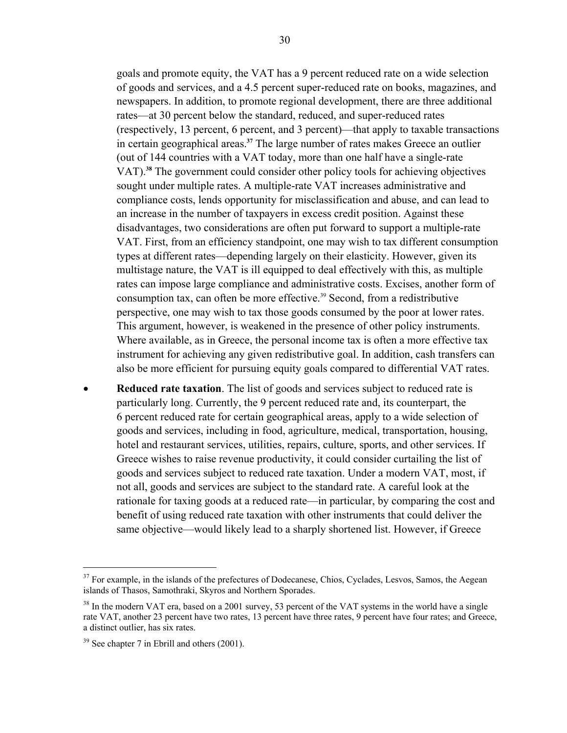goals and promote equity, the VAT has a 9 percent reduced rate on a wide selection of goods and services, and a 4.5 percent super-reduced rate on books, magazines, and newspapers. In addition, to promote regional development, there are three additional rates—at 30 percent below the standard, reduced, and super-reduced rates (respectively, 13 percent, 6 percent, and 3 percent)—that apply to taxable transactions in certain geographical areas.[37] The large number of rates makes Greece an outlier (out of 144 countries with a VAT today, more than one half have a single-rate VAT).[38] The government could consider other policy tools for achieving objectives sought under multiple rates. A multiple-rate VAT increases administrative and compliance costs, lends opportunity for misclassification and abuse, and can lead to an increase in the number of taxpayers in excess credit position. Against these disadvantages, two considerations are often put forward to support a multiple-rate VAT. First, from an efficiency standpoint, one may wish to tax different consumption types at different rates—depending largely on their elasticity. However, given its multistage nature, the VAT is ill equipped to deal effectively with this, as multiple rates can impose large compliance and administrative costs. Excises, another form of consumption tax, can often be more effective.[39] Second, from a redistributive perspective, one may wish to tax those goods consumed by the poor at lower rates. This argument, however, is weakened in the presence of other policy instruments. Where available, as in Greece, the personal income tax is often a more effective tax instrument for achieving any given redistributive goal. In addition, cash transfers can also be more efficient for pursuing equity goals compared to differential VAT rates.

- **Reduced rate taxation**. The list of goods and services subject to reduced rate is particularly long. Currently, the 9 percent reduced rate and, its counterpart, the 6 percent reduced rate for certain geographical areas, apply to a wide selection of goods and services, including in food, agriculture, medical, transportation, housing, hotel and restaurant services, utilities, repairs, culture, sports, and other services. If Greece wishes to raise revenue productivity, it could consider curtailing the list of goods and services subject to reduced rate taxation. Under a modern VAT, most, if not all, goods and services are subject to the standard rate. A careful look at the rationale for taxing goods at a reduced rate—in particular, by comparing the cost and benefit of using reduced rate taxation with other instruments that could deliver the same objective—would likely lead to a sharply shortened list. However, if Greece

---

[37] For example, in the islands of the prefectures of Dodecanese, Chios, Cyclades, Lesvos, Samos, the Aegean islands of Thasos, Samothraki, Skyros and Northern Sporades.

[38] In the modern VAT era, based on a 2001 survey, 53 percent of the VAT systems in the world have a single rate VAT, another 23 percent have two rates, 13 percent have three rates, 9 percent have four rates; and Greece, a distinct outlier, has six rates.

[39] See chapter 7 in Ebrill and others (2001).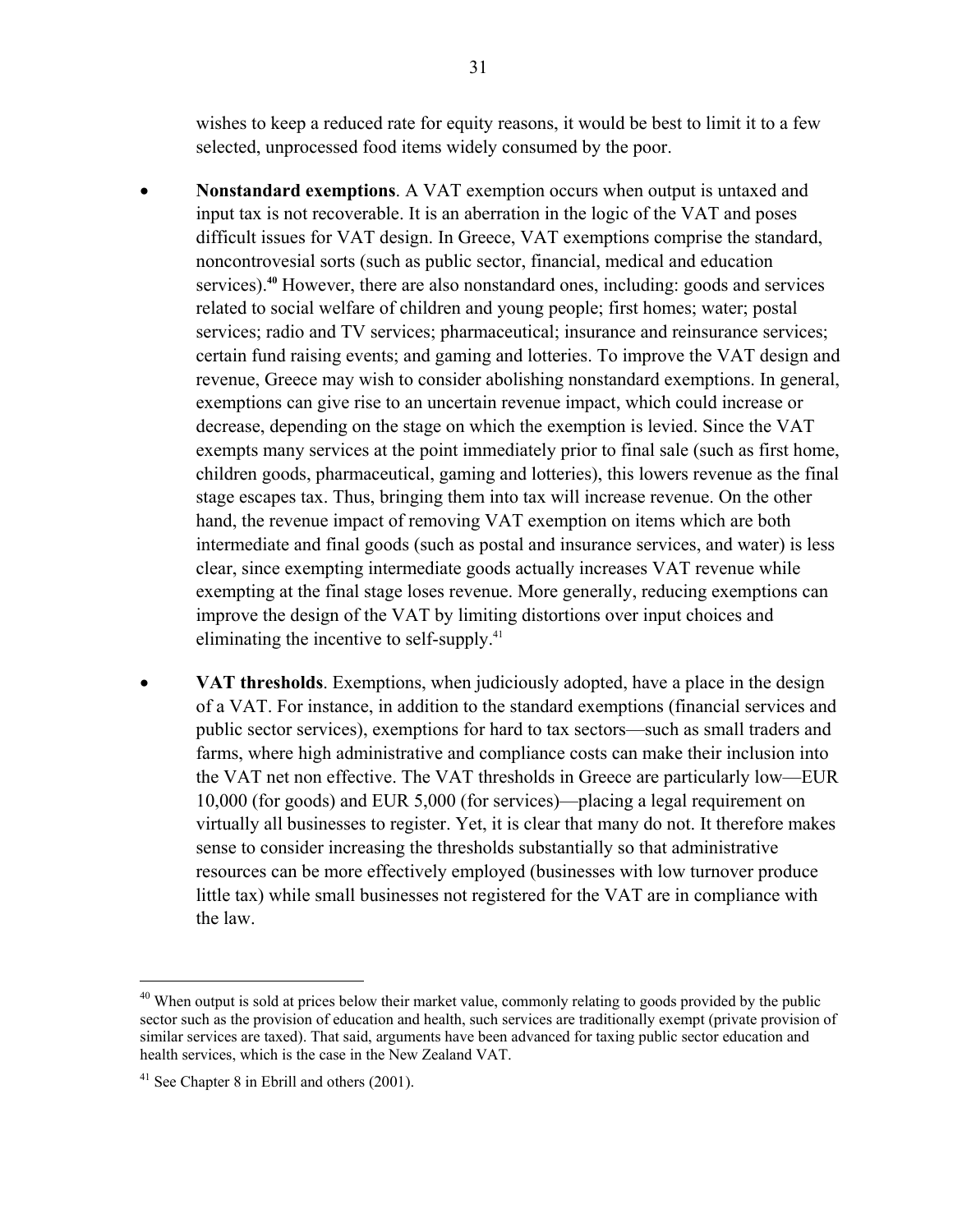wishes to keep a reduced rate for equity reasons, it would be best to limit it to a few selected, unprocessed food items widely consumed by the poor.

- **Nonstandard exemptions**. A VAT exemption occurs when output is untaxed and input tax is not recoverable. It is an aberration in the logic of the VAT and poses difficult issues for VAT design. In Greece, VAT exemptions comprise the standard, noncontrovesial sorts (such as public sector, financial, medical and education services).[40] However, there are also nonstandard ones, including: goods and services related to social welfare of children and young people; first homes; water; postal services; radio and TV services; pharmaceutical; insurance and reinsurance services; certain fund raising events; and gaming and lotteries. To improve the VAT design and revenue, Greece may wish to consider abolishing nonstandard exemptions. In general, exemptions can give rise to an uncertain revenue impact, which could increase or decrease, depending on the stage on which the exemption is levied. Since the VAT exempts many services at the point immediately prior to final sale (such as first home, children goods, pharmaceutical, gaming and lotteries), this lowers revenue as the final stage escapes tax. Thus, bringing them into tax will increase revenue. On the other hand, the revenue impact of removing VAT exemption on items which are both intermediate and final goods (such as postal and insurance services, and water) is less clear, since exempting intermediate goods actually increases VAT revenue while exempting at the final stage loses revenue. More generally, reducing exemptions can improve the design of the VAT by limiting distortions over input choices and eliminating the incentive to self-supply.[41]

- **VAT thresholds**. Exemptions, when judiciously adopted, have a place in the design of a VAT. For instance, in addition to the standard exemptions (financial services and public sector services), exemptions for hard to tax sectors—such as small traders and farms, where high administrative and compliance costs can make their inclusion into the VAT net non effective. The VAT thresholds in Greece are particularly low—EUR 10,000 (for goods) and EUR 5,000 (for services)—placing a legal requirement on virtually all businesses to register. Yet, it is clear that many do not. It therefore makes sense to consider increasing the thresholds substantially so that administrative resources can be more effectively employed (businesses with low turnover produce little tax) while small businesses not registered for the VAT are in compliance with the law.

---

[40] When output is sold at prices below their market value, commonly relating to goods provided by the public sector such as the provision of education and health, such services are traditionally exempt (private provision of similar services are taxed). That said, arguments have been advanced for taxing public sector education and health services, which is the case in the New Zealand VAT.

[41] See Chapter 8 in Ebrill and others (2001).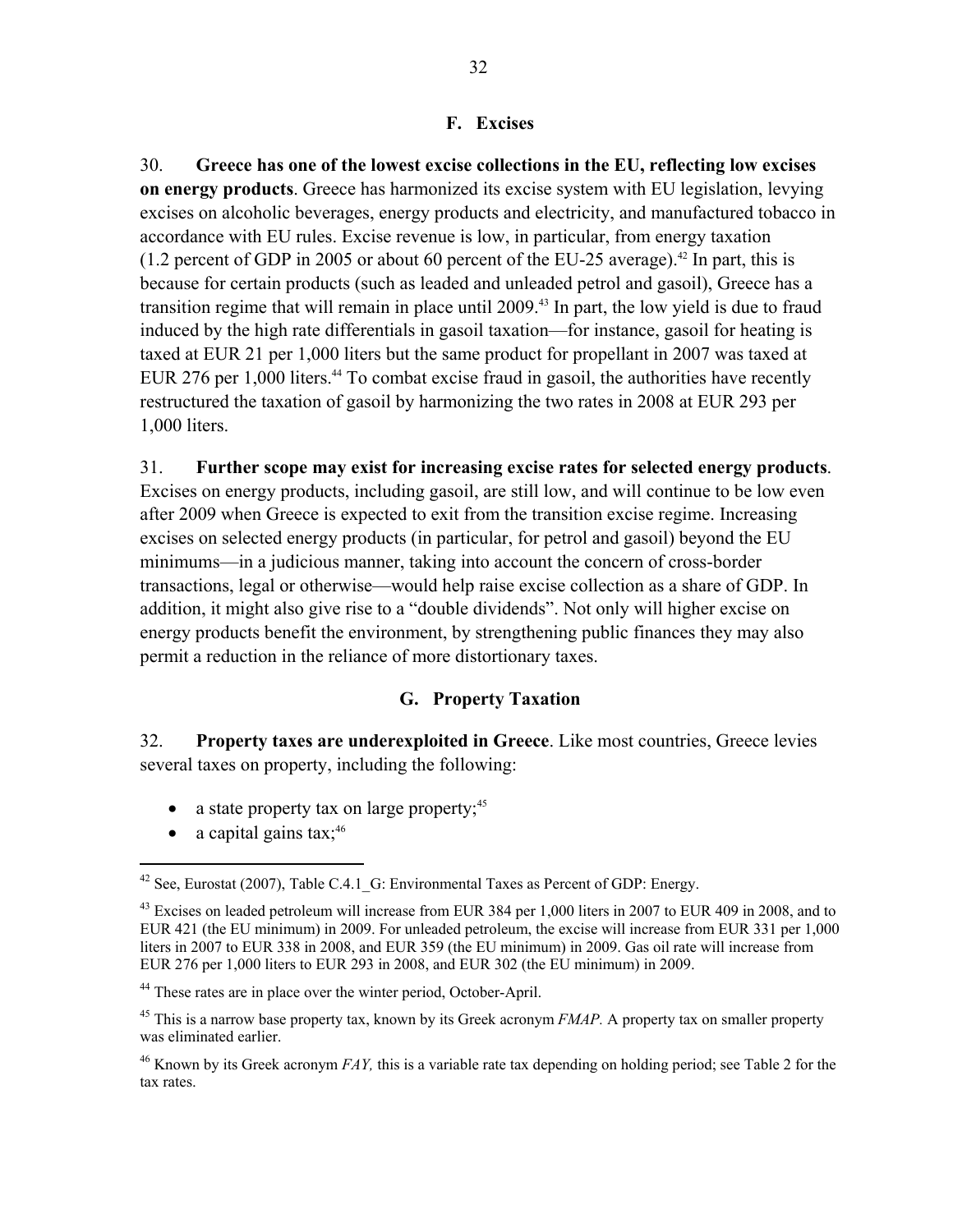### F. Excises

30. **Greece has one of the lowest excise collections in the EU, reflecting low excises on energy products**. Greece has harmonized its excise system with EU legislation, levying excises on alcoholic beverages, energy products and electricity, and manufactured tobacco in accordance with EU rules. Excise revenue is low, in particular, from energy taxation (1.2 percent of GDP in 2005 or about 60 percent of the EU-25 average).[42] In part, this is because for certain products (such as leaded and unleaded petrol and gasoil), Greece has a transition regime that will remain in place until 2009.[43] In part, the low yield is due to fraud induced by the high rate differentials in gasoil taxation—for instance, gasoil for heating is taxed at EUR 21 per 1,000 liters but the same product for propellant in 2007 was taxed at EUR 276 per 1,000 liters.[44] To combat excise fraud in gasoil, the authorities have recently restructured the taxation of gasoil by harmonizing the two rates in 2008 at EUR 293 per 1,000 liters.

31. **Further scope may exist for increasing excise rates for selected energy products**. Excises on energy products, including gasoil, are still low, and will continue to be low even after 2009 when Greece is expected to exit from the transition excise regime. Increasing excises on selected energy products (in particular, for petrol and gasoil) beyond the EU minimums—in a judicious manner, taking into account the concern of cross-border transactions, legal or otherwise—would help raise excise collection as a share of GDP. In addition, it might also give rise to a "double dividends". Not only will higher excise on energy products benefit the environment, by strengthening public finances they may also permit a reduction in the reliance of more distortionary taxes.

### G. Property Taxation

32. **Property taxes are underexploited in Greece**. Like most countries, Greece levies several taxes on property, including the following:

- a state property tax on large property;[45]
- a capital gains tax;[46]

---

[42] See, Eurostat (2007), Table C.4.1_G: Environmental Taxes as Percent of GDP: Energy.

[43] Excises on leaded petroleum will increase from EUR 384 per 1,000 liters in 2007 to EUR 409 in 2008, and to EUR 421 (the EU minimum) in 2009. For unleaded petroleum, the excise will increase from EUR 331 per 1,000 liters in 2007 to EUR 338 in 2008, and EUR 359 (the EU minimum) in 2009. Gas oil rate will increase from EUR 276 per 1,000 liters to EUR 293 in 2008, and EUR 302 (the EU minimum) in 2009.

[44] These rates are in place over the winter period, October-April.

[45] This is a narrow base property tax, known by its Greek acronym *FMAP.* A property tax on smaller property was eliminated earlier.

[46] Known by its Greek acronym *FAY,* this is a variable rate tax depending on holding period; see Table 2 for the tax rates.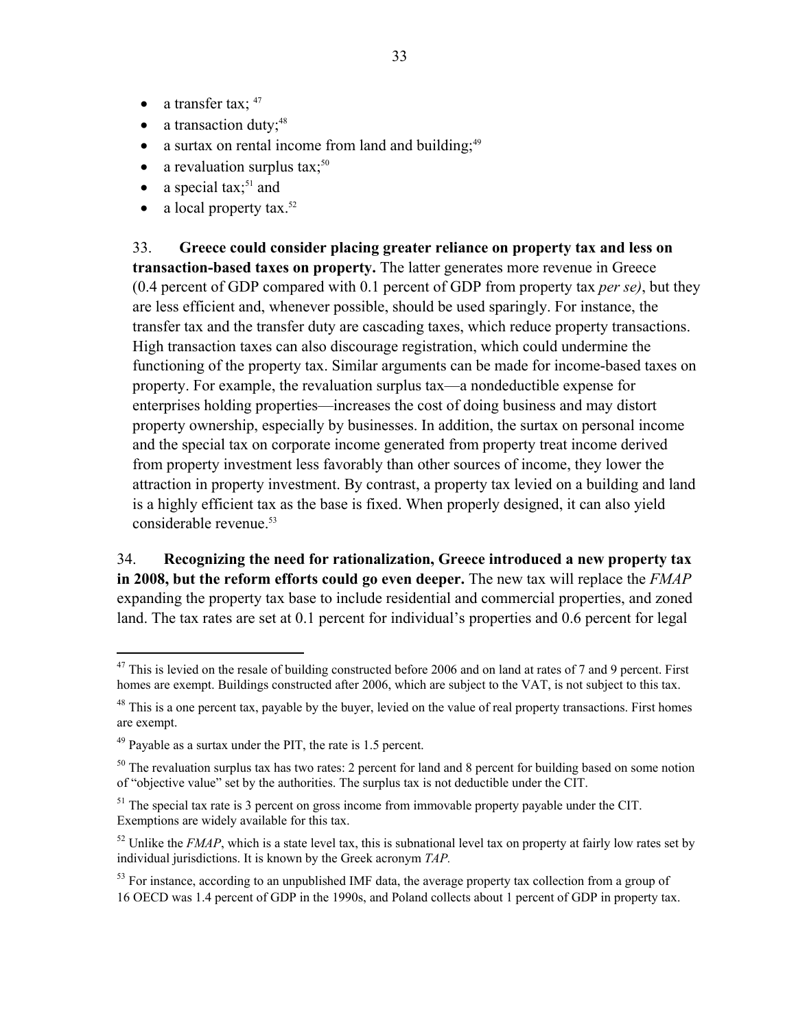- a transfer tax; [47]
- a transaction duty;[48]
- a surtax on rental income from land and building;[49]
- a revaluation surplus tax;[50]
- a special tax;[51] and
- a local property tax.[52]

33. **Greece could consider placing greater reliance on property tax and less on transaction-based taxes on property.** The latter generates more revenue in Greece (0.4 percent of GDP compared with 0.1 percent of GDP from property tax *per se)*, but they are less efficient and, whenever possible, should be used sparingly. For instance, the transfer tax and the transfer duty are cascading taxes, which reduce property transactions. High transaction taxes can also discourage registration, which could undermine the functioning of the property tax. Similar arguments can be made for income-based taxes on property. For example, the revaluation surplus tax—a nondeductible expense for enterprises holding properties—increases the cost of doing business and may distort property ownership, especially by businesses. In addition, the surtax on personal income and the special tax on corporate income generated from property treat income derived from property investment less favorably than other sources of income, they lower the attraction in property investment. By contrast, a property tax levied on a building and land is a highly efficient tax as the base is fixed. When properly designed, it can also yield considerable revenue.[53]

34. **Recognizing the need for rationalization, Greece introduced a new property tax in 2008, but the reform efforts could go even deeper.** The new tax will replace the *FMAP* expanding the property tax base to include residential and commercial properties, and zoned land. The tax rates are set at 0.1 percent for individual's properties and 0.6 percent for legal

---

[47] This is levied on the resale of building constructed before 2006 and on land at rates of 7 and 9 percent. First homes are exempt. Buildings constructed after 2006, which are subject to the VAT, is not subject to this tax.

[48] This is a one percent tax, payable by the buyer, levied on the value of real property transactions. First homes are exempt.

[49] Payable as a surtax under the PIT, the rate is 1.5 percent.

[50] The revaluation surplus tax has two rates: 2 percent for land and 8 percent for building based on some notion of "objective value" set by the authorities. The surplus tax is not deductible under the CIT.

[51] The special tax rate is 3 percent on gross income from immovable property payable under the CIT. Exemptions are widely available for this tax.

[52] Unlike the *FMAP*, which is a state level tax, this is subnational level tax on property at fairly low rates set by individual jurisdictions. It is known by the Greek acronym *TAP.*

[53] For instance, according to an unpublished IMF data, the average property tax collection from a group of 16 OECD was 1.4 percent of GDP in the 1990s, and Poland collects about 1 percent of GDP in property tax.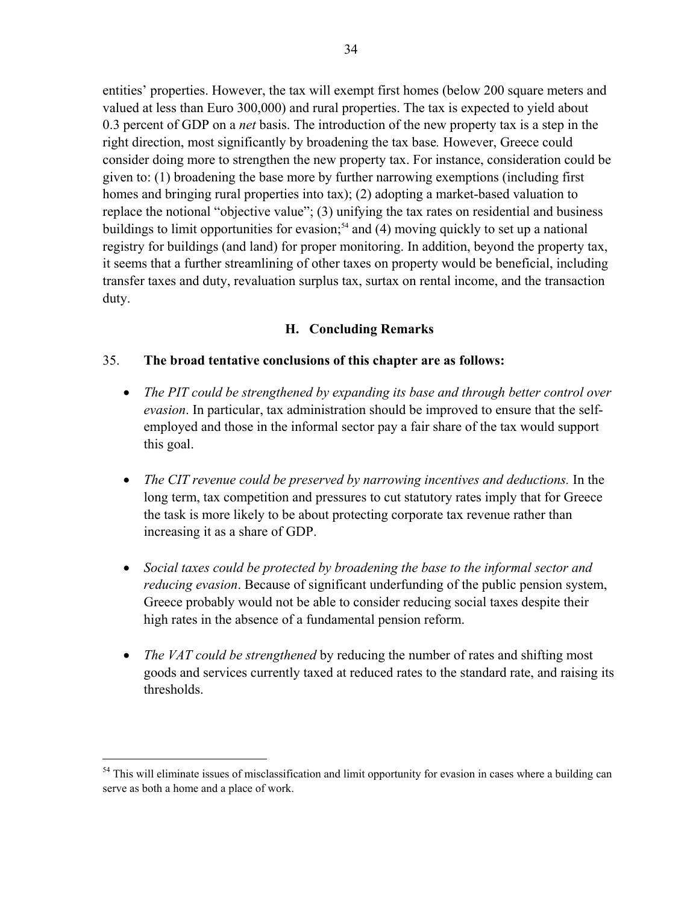entities' properties. However, the tax will exempt first homes (below 200 square meters and valued at less than Euro 300,000) and rural properties. The tax is expected to yield about 0.3 percent of GDP on a *net* basis. The introduction of the new property tax is a step in the right direction, most significantly by broadening the tax base. However, Greece could consider doing more to strengthen the new property tax. For instance, consideration could be given to: (1) broadening the base more by further narrowing exemptions (including first homes and bringing rural properties into tax); (2) adopting a market-based valuation to replace the notional "objective value"; (3) unifying the tax rates on residential and business buildings to limit opportunities for evasion;[54] and (4) moving quickly to set up a national registry for buildings (and land) for proper monitoring. In addition, beyond the property tax, it seems that a further streamlining of other taxes on property would be beneficial, including transfer taxes and duty, revaluation surplus tax, surtax on rental income, and the transaction duty.

### H. Concluding Remarks

35. **The broad tentative conclusions of this chapter are as follows:**

- *The PIT could be strengthened by expanding its base and through better control over evasion*. In particular, tax administration should be improved to ensure that the self-employed and those in the informal sector pay a fair share of the tax would support this goal.

- *The CIT revenue could be preserved by narrowing incentives and deductions.* In the long term, tax competition and pressures to cut statutory rates imply that for Greece the task is more likely to be about protecting corporate tax revenue rather than increasing it as a share of GDP.

- *Social taxes could be protected by broadening the base to the informal sector and reducing evasion*. Because of significant underfunding of the public pension system, Greece probably would not be able to consider reducing social taxes despite their high rates in the absence of a fundamental pension reform.

- *The VAT could be strengthened* by reducing the number of rates and shifting most goods and services currently taxed at reduced rates to the standard rate, and raising its thresholds.

---

[54] This will eliminate issues of misclassification and limit opportunity for evasion in cases where a building can serve as both a home and a place of work.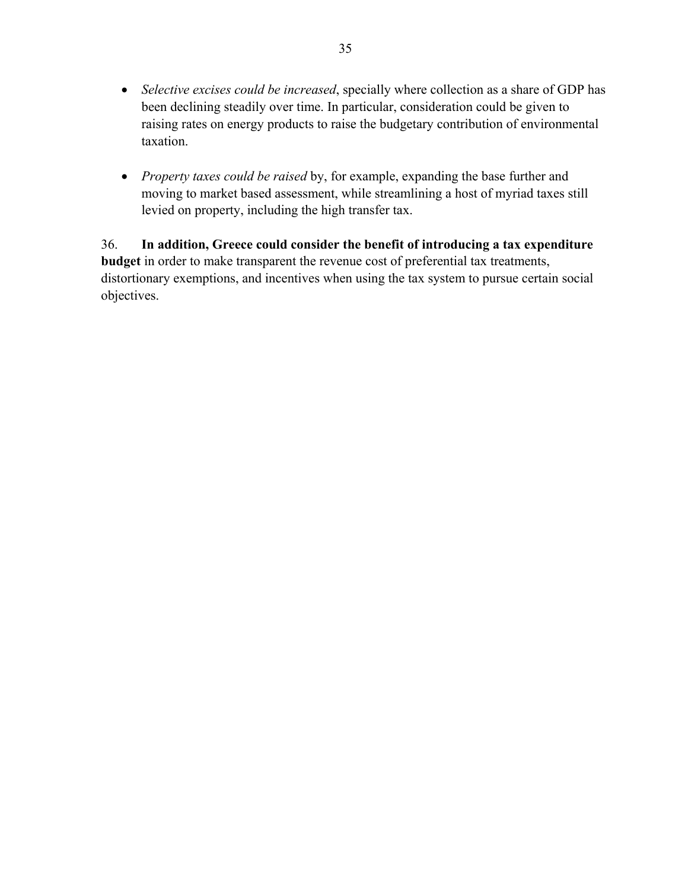- *Selective excises could be increased*, specially where collection as a share of GDP has been declining steadily over time. In particular, consideration could be given to raising rates on energy products to raise the budgetary contribution of environmental taxation.

- *Property taxes could be raised* by, for example, expanding the base further and moving to market based assessment, while streamlining a host of myriad taxes still levied on property, including the high transfer tax.

36. **In addition, Greece could consider the benefit of introducing a tax expenditure budget** in order to make transparent the revenue cost of preferential tax treatments, distortionary exemptions, and incentives when using the tax system to pursue certain social objectives.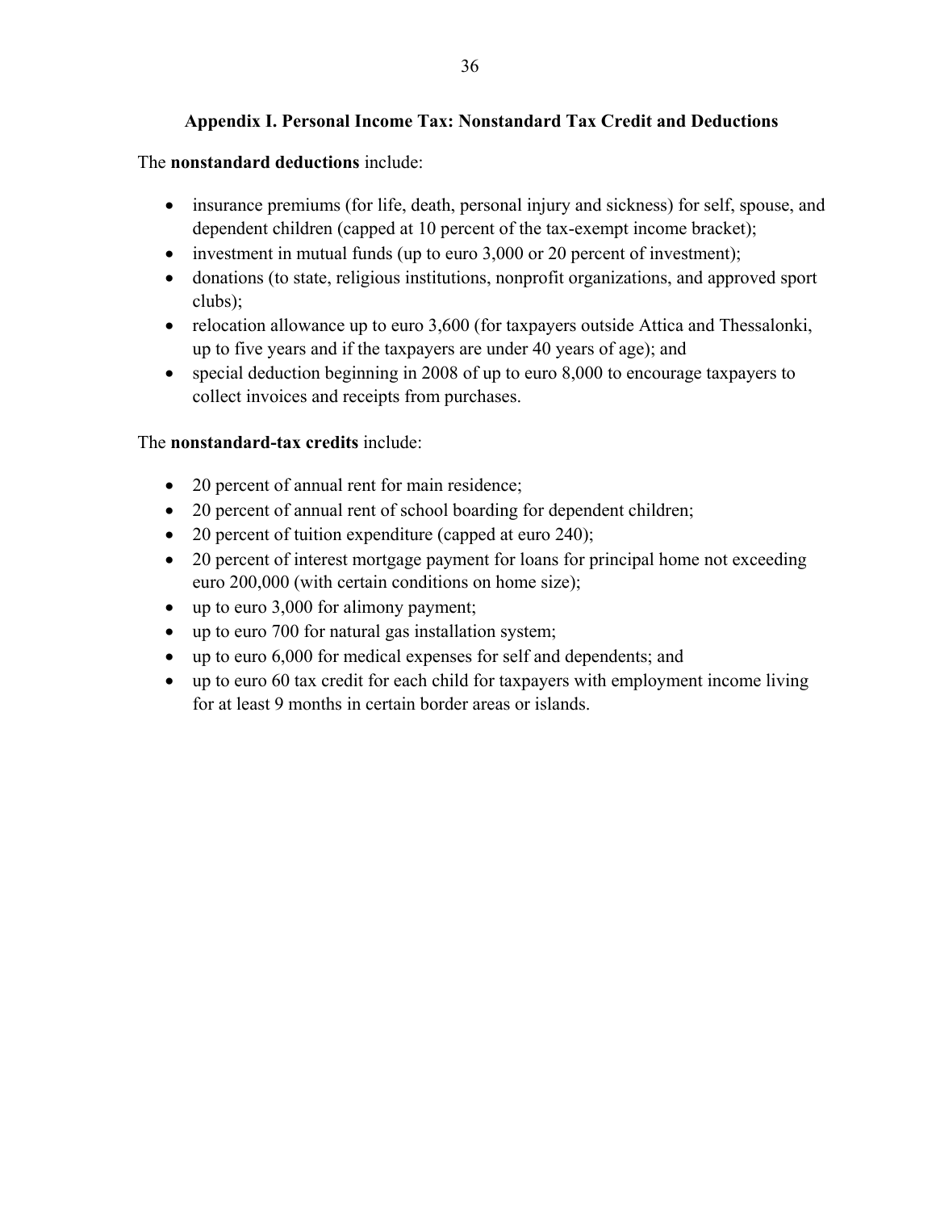## Appendix I. Personal Income Tax: Nonstandard Tax Credit and Deductions

The **nonstandard deductions** include:

- insurance premiums (for life, death, personal injury and sickness) for self, spouse, and dependent children (capped at 10 percent of the tax-exempt income bracket);
- investment in mutual funds (up to euro 3,000 or 20 percent of investment);
- donations (to state, religious institutions, nonprofit organizations, and approved sport clubs);
- relocation allowance up to euro 3,600 (for taxpayers outside Attica and Thessalonki, up to five years and if the taxpayers are under 40 years of age); and
- special deduction beginning in 2008 of up to euro 8,000 to encourage taxpayers to collect invoices and receipts from purchases.

The **nonstandard-tax credits** include:

- 20 percent of annual rent for main residence;
- 20 percent of annual rent of school boarding for dependent children;
- 20 percent of tuition expenditure (capped at euro 240);
- 20 percent of interest mortgage payment for loans for principal home not exceeding euro 200,000 (with certain conditions on home size);
- up to euro 3,000 for alimony payment;
- up to euro 700 for natural gas installation system;
- up to euro 6,000 for medical expenses for self and dependents; and
- up to euro 60 tax credit for each child for taxpayers with employment income living for at least 9 months in certain border areas or islands.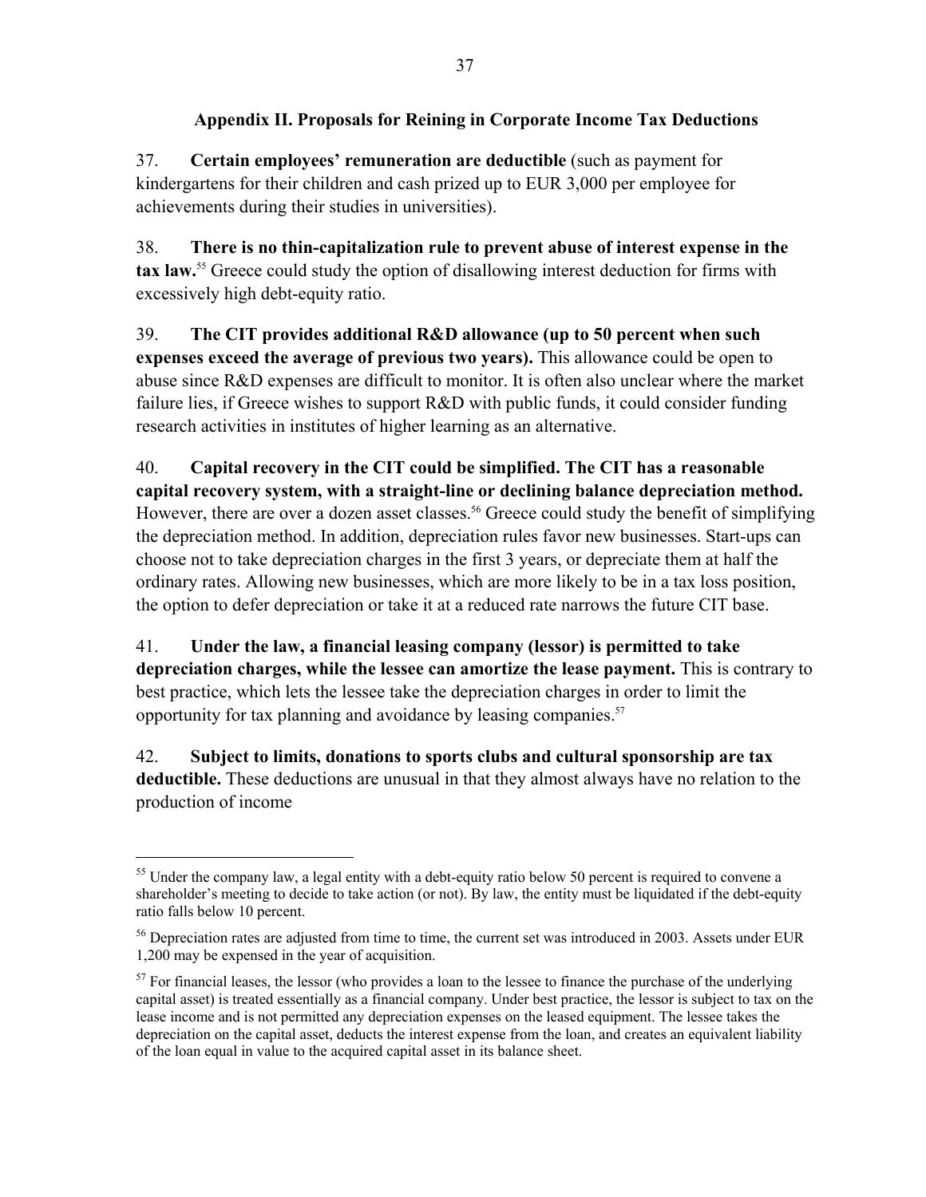## Appendix II. Proposals for Reining in Corporate Income Tax Deductions

37. **Certain employees' remuneration are deductible** (such as payment for kindergartens for their children and cash prized up to EUR 3,000 per employee for achievements during their studies in universities).

38. **There is no thin-capitalization rule to prevent abuse of interest expense in the tax law.**[55] Greece could study the option of disallowing interest deduction for firms with excessively high debt-equity ratio.

39. **The CIT provides additional R&D allowance (up to 50 percent when such expenses exceed the average of previous two years).** This allowance could be open to abuse since R&D expenses are difficult to monitor. It is often also unclear where the market failure lies, if Greece wishes to support R&D with public funds, it could consider funding research activities in institutes of higher learning as an alternative.

40. **Capital recovery in the CIT could be simplified. The CIT has a reasonable capital recovery system, with a straight-line or declining balance depreciation method.** However, there are over a dozen asset classes.[56] Greece could study the benefit of simplifying the depreciation method. In addition, depreciation rules favor new businesses. Start-ups can choose not to take depreciation charges in the first 3 years, or depreciate them at half the ordinary rates. Allowing new businesses, which are more likely to be in a tax loss position, the option to defer depreciation or take it at a reduced rate narrows the future CIT base.

41. **Under the law, a financial leasing company (lessor) is permitted to take depreciation charges, while the lessee can amortize the lease payment.** This is contrary to best practice, which lets the lessee take the depreciation charges in order to limit the opportunity for tax planning and avoidance by leasing companies.[57]

42. **Subject to limits, donations to sports clubs and cultural sponsorship are tax deductible.** These deductions are unusual in that they almost always have no relation to the production of income

---

[55] Under the company law, a legal entity with a debt-equity ratio below 50 percent is required to convene a shareholder's meeting to decide to take action (or not). By law, the entity must be liquidated if the debt-equity ratio falls below 10 percent.

[56] Depreciation rates are adjusted from time to time, the current set was introduced in 2003. Assets under EUR 1,200 may be expensed in the year of acquisition.

[57] For financial leases, the lessor (who provides a loan to the lessee to finance the purchase of the underlying capital asset) is treated essentially as a financial company. Under best practice, the lessor is subject to tax on the lease income and is not permitted any depreciation expenses on the leased equipment. The lessee takes the depreciation on the capital asset, deducts the interest expense from the loan, and creates an equivalent liability of the loan equal in value to the acquired capital asset in its balance sheet.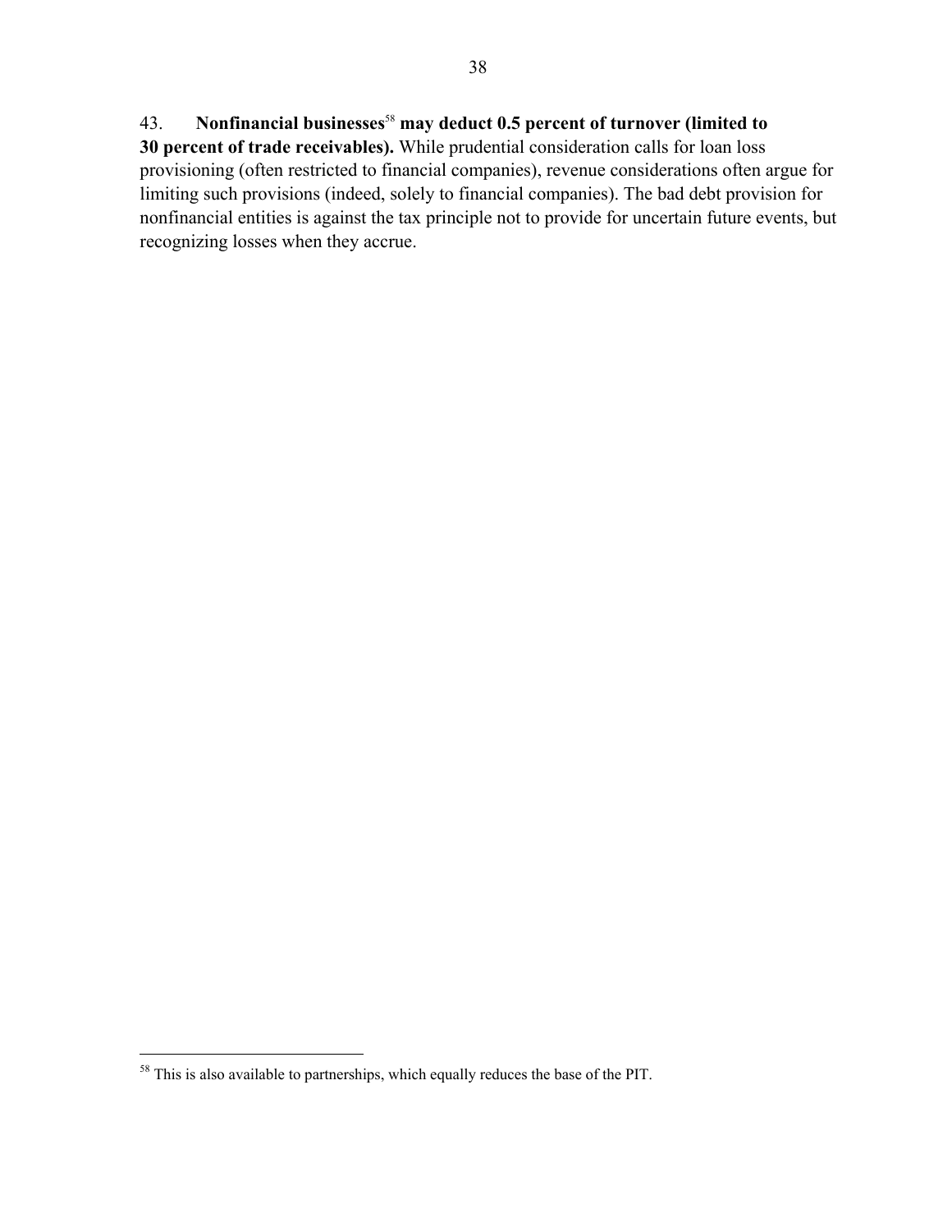43. **Nonfinancial businesses[58] may deduct 0.5 percent of turnover (limited to 30 percent of trade receivables).** While prudential consideration calls for loan loss provisioning (often restricted to financial companies), revenue considerations often argue for limiting such provisions (indeed, solely to financial companies). The bad debt provision for nonfinancial entities is against the tax principle not to provide for uncertain future events, but recognizing losses when they accrue.

---

[58] This is also available to partnerships, which equally reduces the base of the PIT.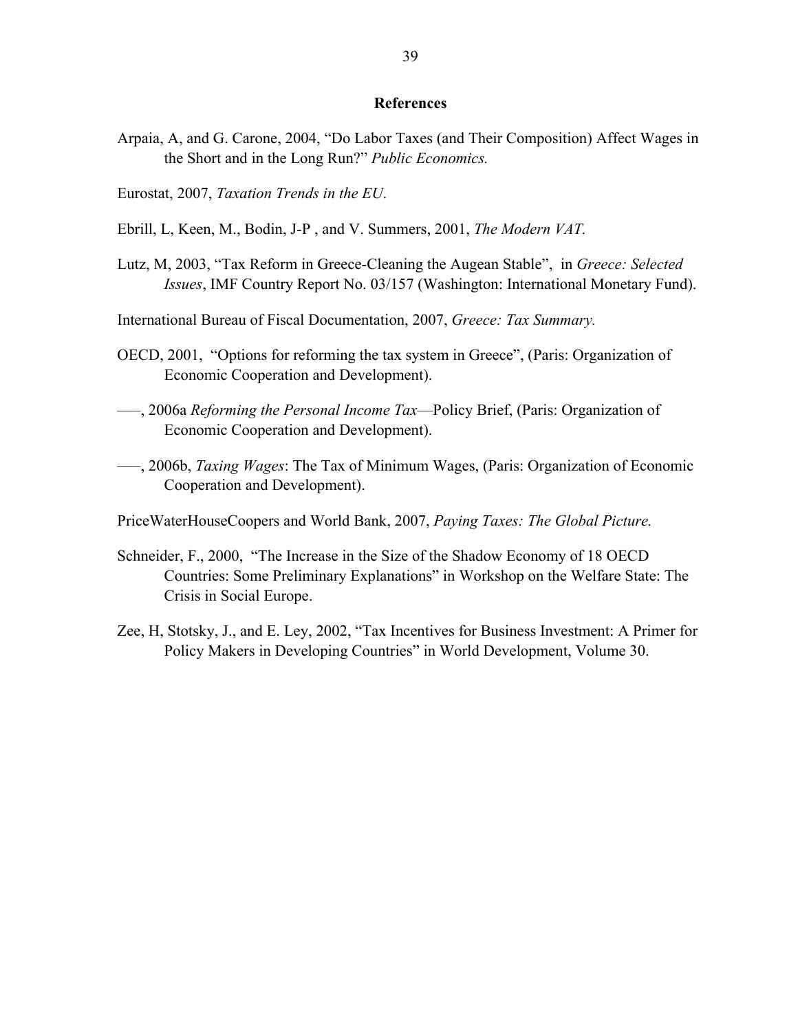## References

Arpaia, A, and G. Carone, 2004, "Do Labor Taxes (and Their Composition) Affect Wages in the Short and in the Long Run?" *Public Economics.*

Eurostat, 2007, *Taxation Trends in the EU*.

Ebrill, L, Keen, M., Bodin, J-P , and V. Summers, 2001, *The Modern VAT.*

Lutz, M, 2003, "Tax Reform in Greece-Cleaning the Augean Stable", in *Greece: Selected Issues*, IMF Country Report No. 03/157 (Washington: International Monetary Fund).

International Bureau of Fiscal Documentation, 2007, *Greece: Tax Summary.*

OECD, 2001, "Options for reforming the tax system in Greece", (Paris: Organization of Economic Cooperation and Development).

–––, 2006a *Reforming the Personal Income Tax*—Policy Brief, (Paris: Organization of Economic Cooperation and Development).

–––, 2006b, *Taxing Wages*: The Tax of Minimum Wages, (Paris: Organization of Economic Cooperation and Development).

PriceWaterHouseCoopers and World Bank, 2007, *Paying Taxes: The Global Picture.*

Schneider, F., 2000, "The Increase in the Size of the Shadow Economy of 18 OECD Countries: Some Preliminary Explanations" in Workshop on the Welfare State: The Crisis in Social Europe.

Zee, H, Stotsky, J., and E. Ley, 2002, "Tax Incentives for Business Investment: A Primer for Policy Makers in Developing Countries" in World Development, Volume 30.